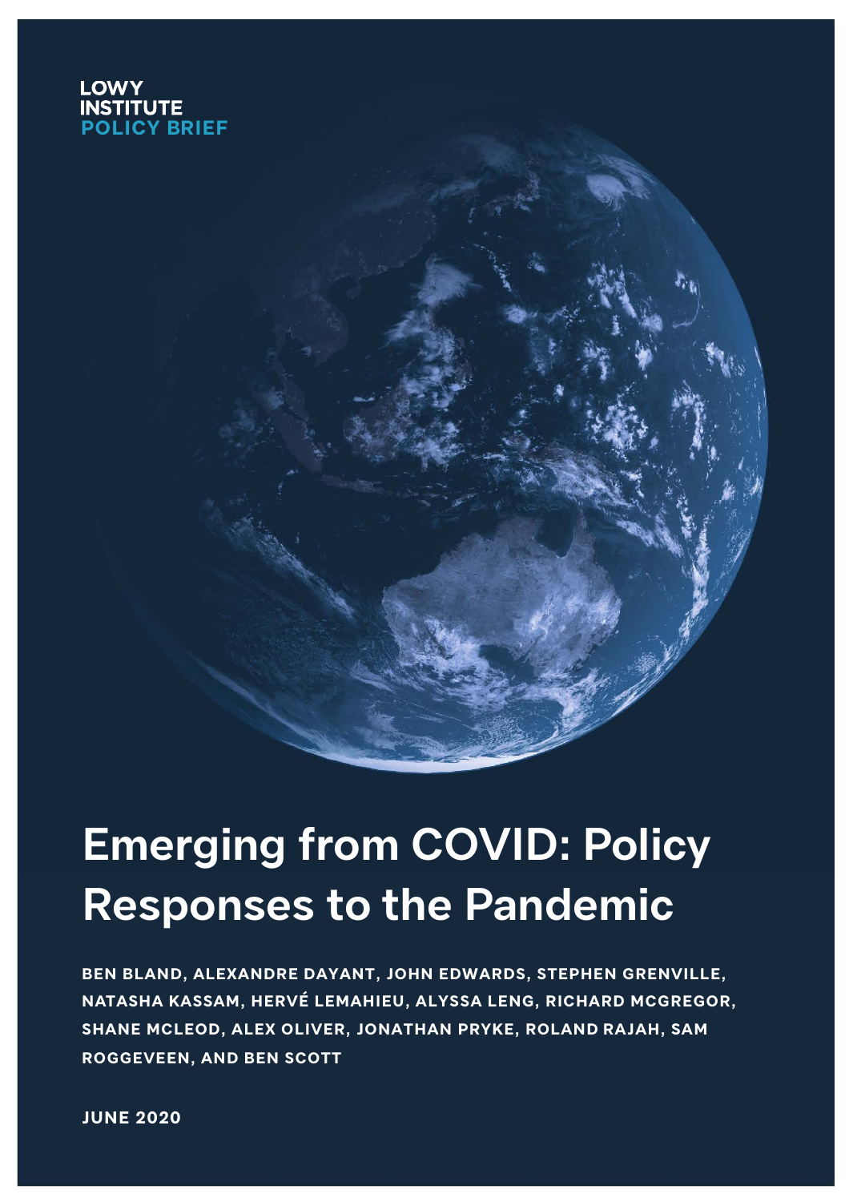LOWY INSTITUTE
POLICY BRIEF

# Emerging from COVID: Policy Responses to the Pandemic

**BEN BLAND, ALEXANDRE DAYANT, JOHN EDWARDS, STEPHEN GRENVILLE, NATASHA KASSAM, HERVÉ LEMAHIEU, ALYSSA LENG, RICHARD MCGREGOR, SHANE MCLEOD, ALEX OLIVER, JONATHAN PRYKE, ROLAND RAJAH, SAM ROGGEVEEN, AND BEN SCOTT**

**JUNE 2020**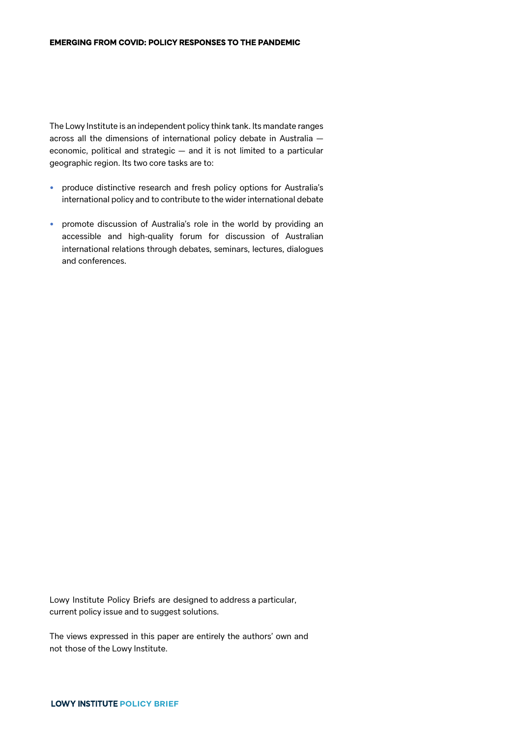The Lowy Institute is an independent policy think tank. Its mandate ranges across all the dimensions of international policy debate in Australia — economic, political and strategic — and it is not limited to a particular geographic region. Its two core tasks are to:

- produce distinctive research and fresh policy options for Australia's international policy and to contribute to the wider international debate
- promote discussion of Australia's role in the world by providing an accessible and high-quality forum for discussion of Australian international relations through debates, seminars, lectures, dialogues and conferences.

Lowy Institute Policy Briefs are designed to address a particular, current policy issue and to suggest solutions.

The views expressed in this paper are entirely the authors' own and not those of the Lowy Institute.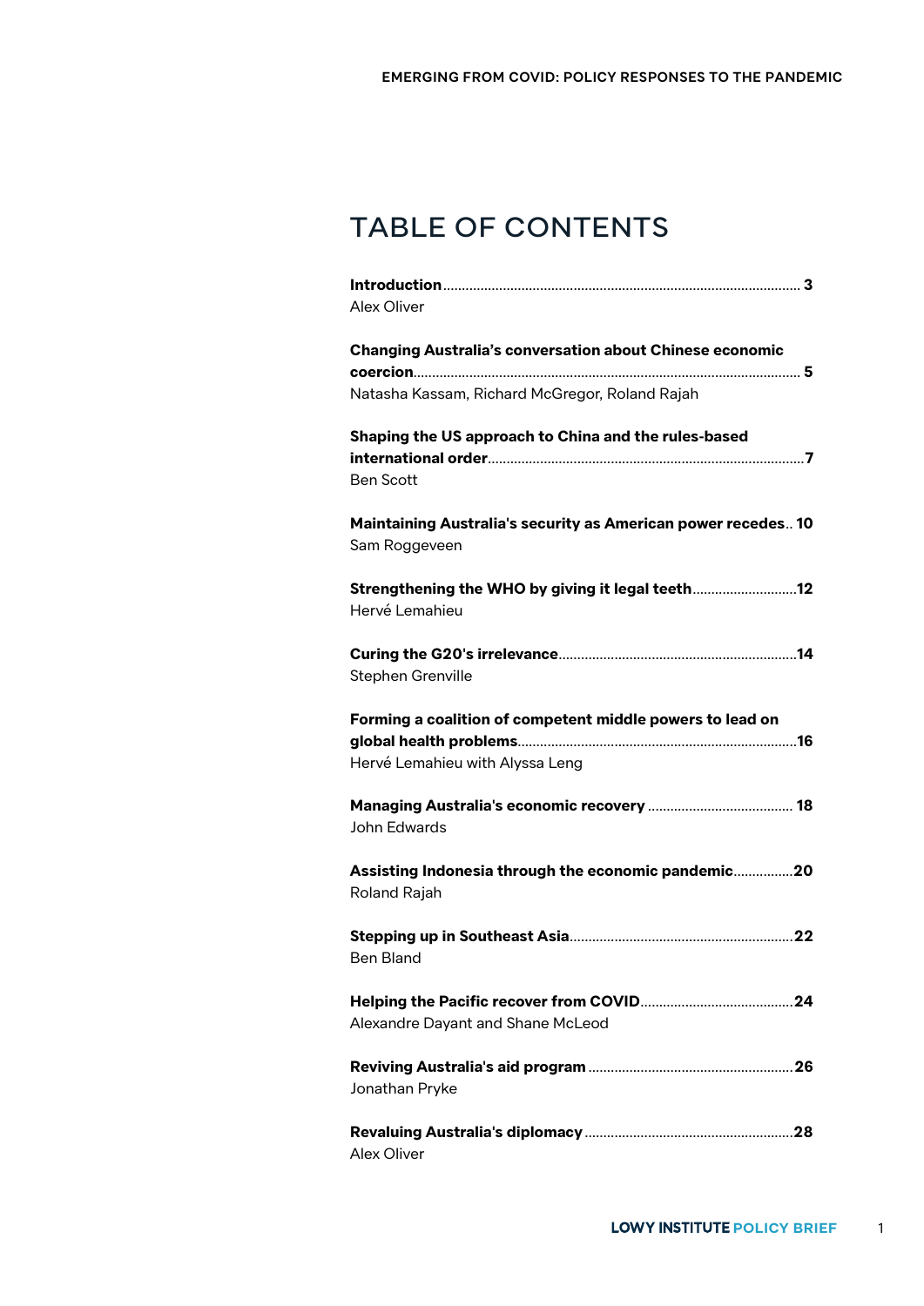# TABLE OF CONTENTS

**Introduction** ... **3**
Alex Oliver

**Changing Australia's conversation about Chinese economic coercion** ... **5**
Natasha Kassam, Richard McGregor, Roland Rajah

**Shaping the US approach to China and the rules-based international order** ... **7**
Ben Scott

**Maintaining Australia's security as American power recedes** ... **10**
Sam Roggeveen

**Strengthening the WHO by giving it legal teeth** ... **12**
Hervé Lemahieu

**Curing the G20's irrelevance** ... **14**
Stephen Grenville

**Forming a coalition of competent middle powers to lead on global health problems** ... **16**
Hervé Lemahieu with Alyssa Leng

**Managing Australia's economic recovery** ... **18**
John Edwards

**Assisting Indonesia through the economic pandemic** ... **20**
Roland Rajah

**Stepping up in Southeast Asia** ... **22**
Ben Bland

**Helping the Pacific recover from COVID** ... **24**
Alexandre Dayant and Shane McLeod

**Reviving Australia's aid program** ... **26**
Jonathan Pryke

**Revaluing Australia's diplomacy** ... **28**
Alex Oliver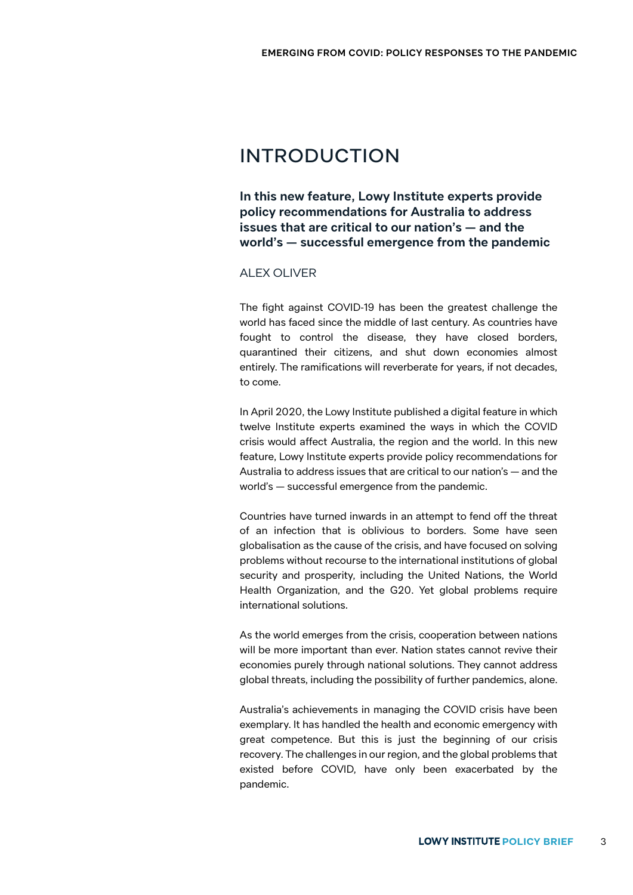# INTRODUCTION

**In this new feature, Lowy Institute experts provide policy recommendations for Australia to address issues that are critical to our nation's — and the world's — successful emergence from the pandemic**

ALEX OLIVER

The fight against COVID-19 has been the greatest challenge the world has faced since the middle of last century. As countries have fought to control the disease, they have closed borders, quarantined their citizens, and shut down economies almost entirely. The ramifications will reverberate for years, if not decades, to come.

In April 2020, the Lowy Institute published a digital feature in which twelve Institute experts examined the ways in which the COVID crisis would affect Australia, the region and the world. In this new feature, Lowy Institute experts provide policy recommendations for Australia to address issues that are critical to our nation's — and the world's — successful emergence from the pandemic.

Countries have turned inwards in an attempt to fend off the threat of an infection that is oblivious to borders. Some have seen globalisation as the cause of the crisis, and have focused on solving problems without recourse to the international institutions of global security and prosperity, including the United Nations, the World Health Organization, and the G20. Yet global problems require international solutions.

As the world emerges from the crisis, cooperation between nations will be more important than ever. Nation states cannot revive their economies purely through national solutions. They cannot address global threats, including the possibility of further pandemics, alone.

Australia's achievements in managing the COVID crisis have been exemplary. It has handled the health and economic emergency with great competence. But this is just the beginning of our crisis recovery. The challenges in our region, and the global problems that existed before COVID, have only been exacerbated by the pandemic.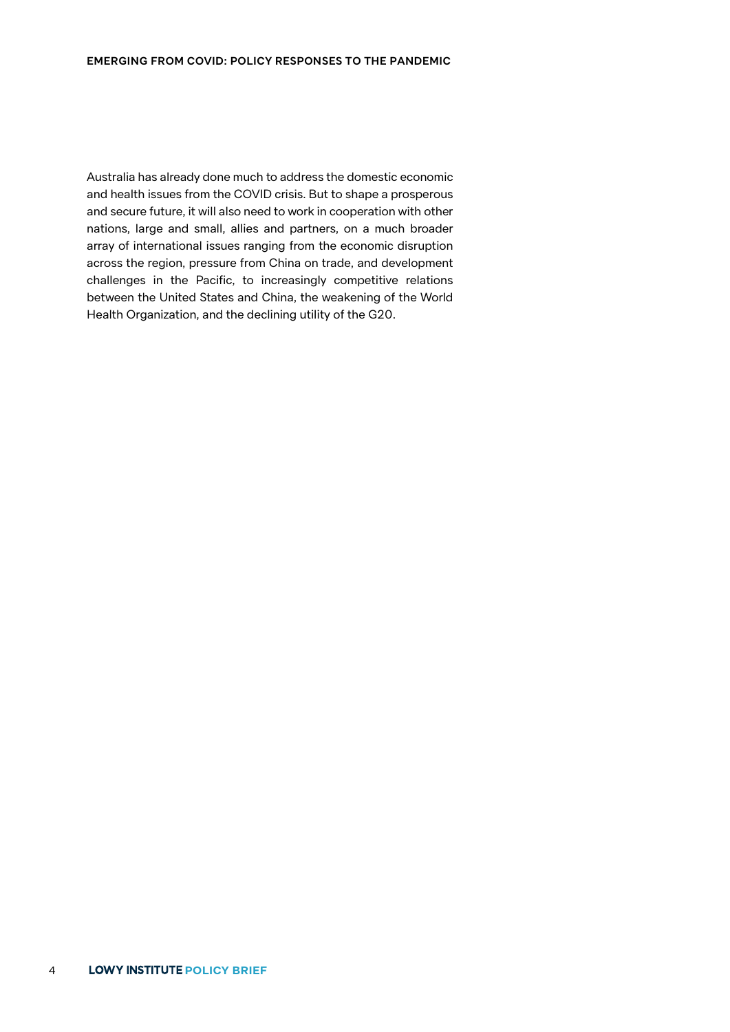Australia has already done much to address the domestic economic and health issues from the COVID crisis. But to shape a prosperous and secure future, it will also need to work in cooperation with other nations, large and small, allies and partners, on a much broader array of international issues ranging from the economic disruption across the region, pressure from China on trade, and development challenges in the Pacific, to increasingly competitive relations between the United States and China, the weakening of the World Health Organization, and the declining utility of the G20.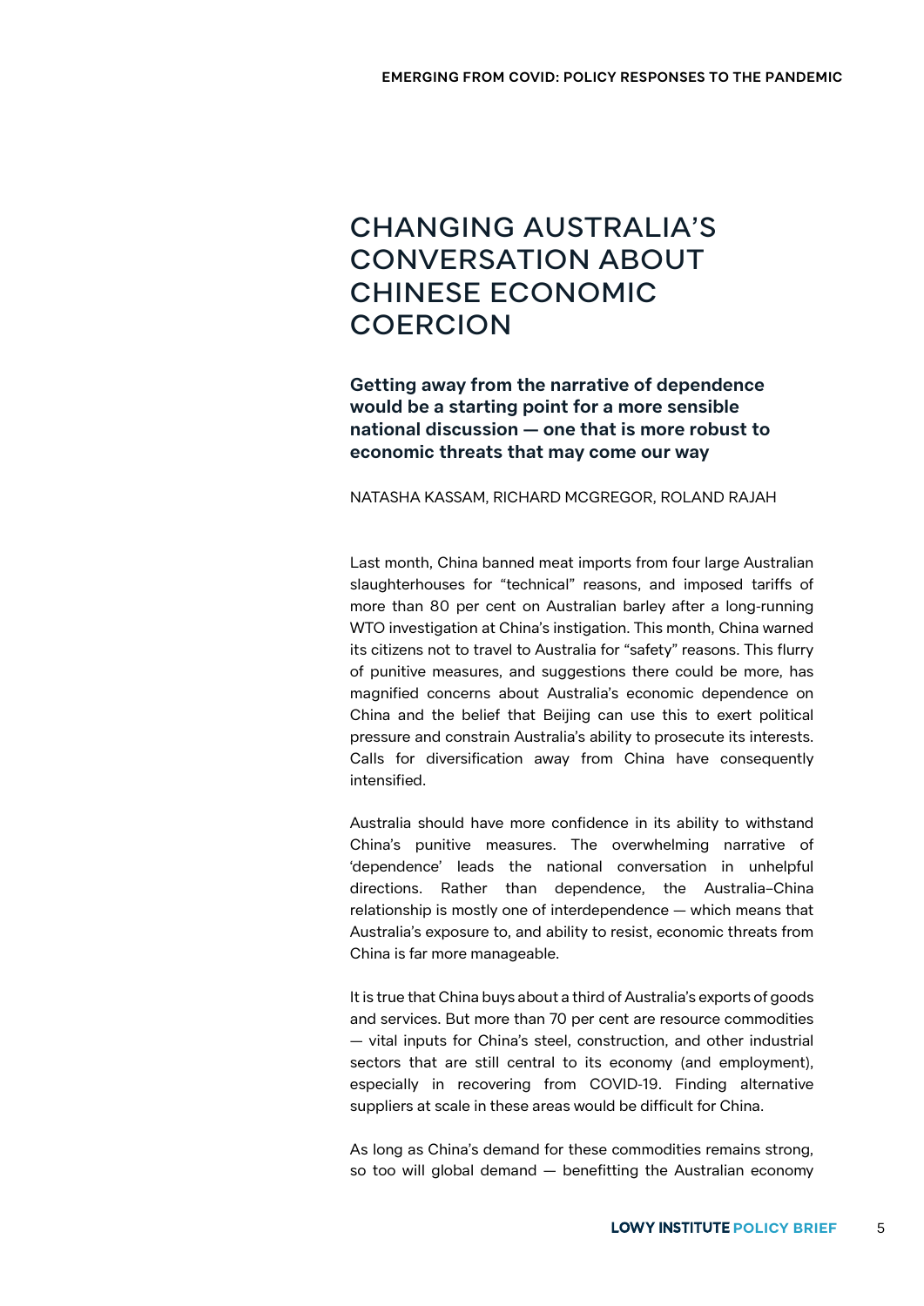# CHANGING AUSTRALIA'S CONVERSATION ABOUT CHINESE ECONOMIC COERCION

**Getting away from the narrative of dependence would be a starting point for a more sensible national discussion — one that is more robust to economic threats that may come our way**

NATASHA KASSAM, RICHARD MCGREGOR, ROLAND RAJAH

Last month, China banned meat imports from four large Australian slaughterhouses for "technical" reasons, and imposed tariffs of more than 80 per cent on Australian barley after a long-running WTO investigation at China's instigation. This month, China warned its citizens not to travel to Australia for "safety" reasons. This flurry of punitive measures, and suggestions there could be more, has magnified concerns about Australia's economic dependence on China and the belief that Beijing can use this to exert political pressure and constrain Australia's ability to prosecute its interests. Calls for diversification away from China have consequently intensified.

Australia should have more confidence in its ability to withstand China's punitive measures. The overwhelming narrative of 'dependence' leads the national conversation in unhelpful directions. Rather than dependence, the Australia–China relationship is mostly one of interdependence — which means that Australia's exposure to, and ability to resist, economic threats from China is far more manageable.

It is true that China buys about a third of Australia's exports of goods and services. But more than 70 per cent are resource commodities — vital inputs for China's steel, construction, and other industrial sectors that are still central to its economy (and employment), especially in recovering from COVID-19. Finding alternative suppliers at scale in these areas would be difficult for China.

As long as China's demand for these commodities remains strong, so too will global demand — benefitting the Australian economy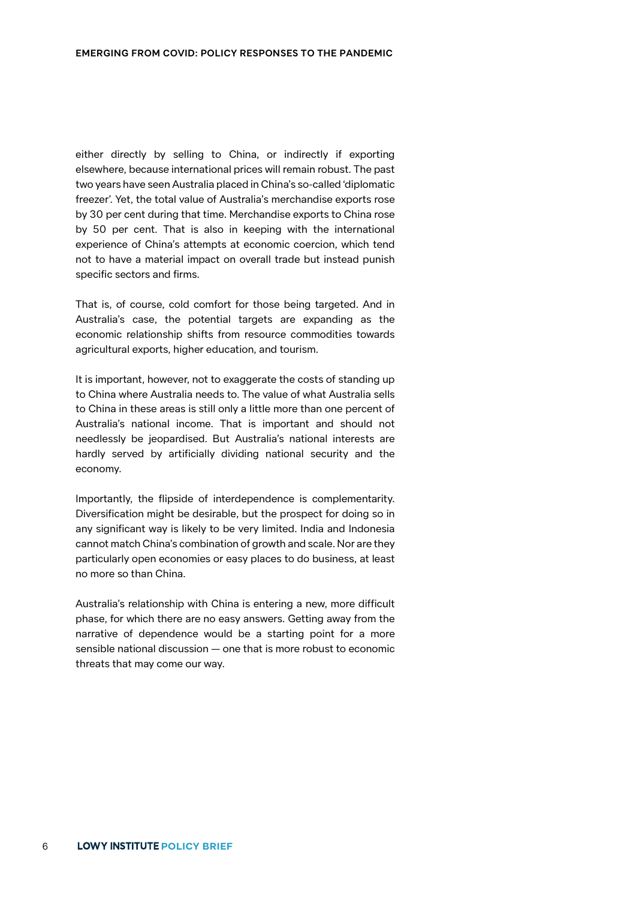either directly by selling to China, or indirectly if exporting elsewhere, because international prices will remain robust. The past two years have seen Australia placed in China's so-called 'diplomatic freezer'. Yet, the total value of Australia's merchandise exports rose by 30 per cent during that time. Merchandise exports to China rose by 50 per cent. That is also in keeping with the international experience of China's attempts at economic coercion, which tend not to have a material impact on overall trade but instead punish specific sectors and firms.

That is, of course, cold comfort for those being targeted. And in Australia's case, the potential targets are expanding as the economic relationship shifts from resource commodities towards agricultural exports, higher education, and tourism.

It is important, however, not to exaggerate the costs of standing up to China where Australia needs to. The value of what Australia sells to China in these areas is still only a little more than one percent of Australia's national income. That is important and should not needlessly be jeopardised. But Australia's national interests are hardly served by artificially dividing national security and the economy.

Importantly, the flipside of interdependence is complementarity. Diversification might be desirable, but the prospect for doing so in any significant way is likely to be very limited. India and Indonesia cannot match China's combination of growth and scale. Nor are they particularly open economies or easy places to do business, at least no more so than China.

Australia's relationship with China is entering a new, more difficult phase, for which there are no easy answers. Getting away from the narrative of dependence would be a starting point for a more sensible national discussion — one that is more robust to economic threats that may come our way.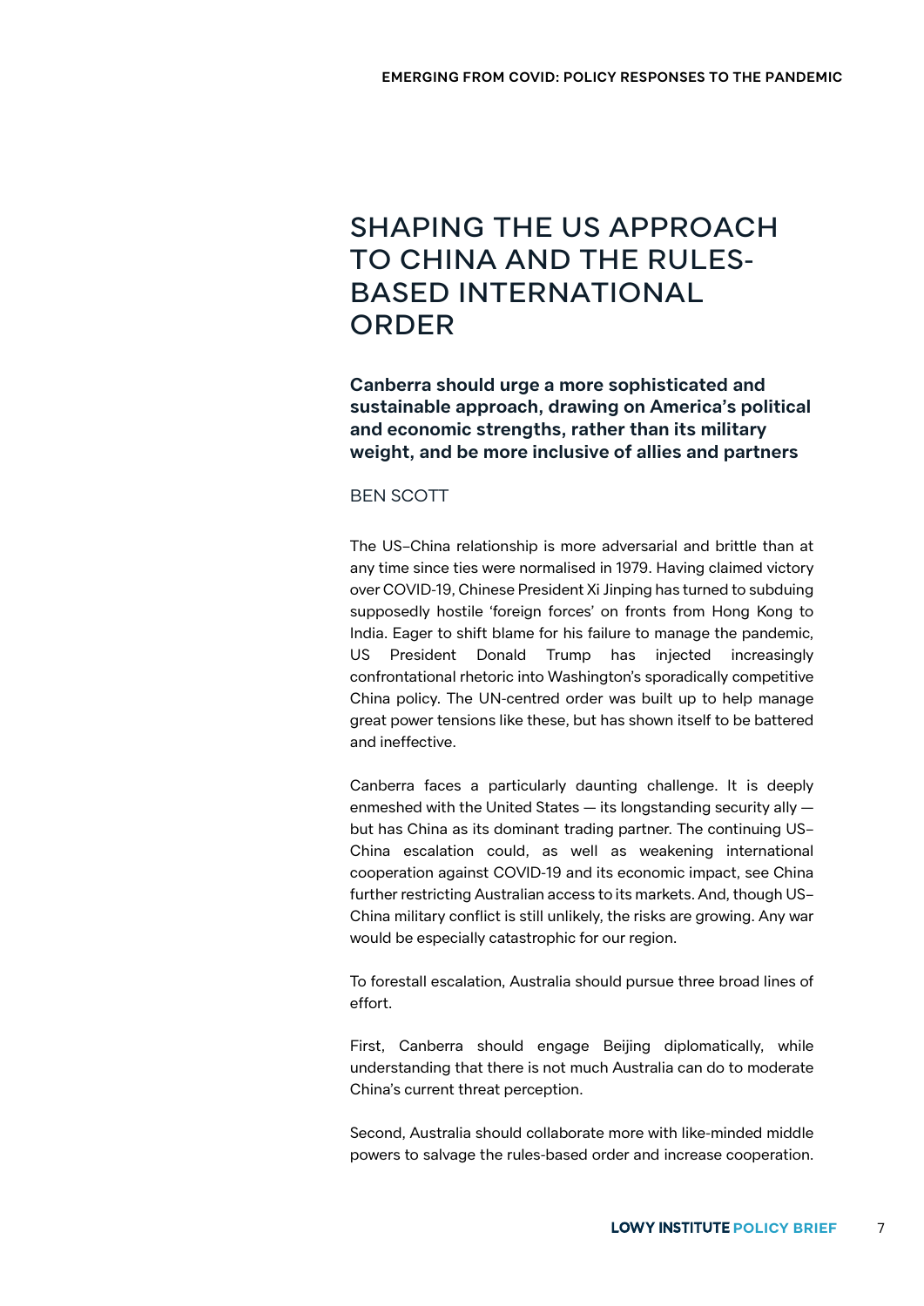# SHAPING THE US APPROACH TO CHINA AND THE RULES-BASED INTERNATIONAL ORDER

**Canberra should urge a more sophisticated and sustainable approach, drawing on America's political and economic strengths, rather than its military weight, and be more inclusive of allies and partners**

BEN SCOTT

The US–China relationship is more adversarial and brittle than at any time since ties were normalised in 1979. Having claimed victory over COVID-19, Chinese President Xi Jinping has turned to subduing supposedly hostile 'foreign forces' on fronts from Hong Kong to India. Eager to shift blame for his failure to manage the pandemic, US President Donald Trump has injected increasingly confrontational rhetoric into Washington's sporadically competitive China policy. The UN-centred order was built up to help manage great power tensions like these, but has shown itself to be battered and ineffective.

Canberra faces a particularly daunting challenge. It is deeply enmeshed with the United States — its longstanding security ally — but has China as its dominant trading partner. The continuing US–China escalation could, as well as weakening international cooperation against COVID-19 and its economic impact, see China further restricting Australian access to its markets. And, though US–China military conflict is still unlikely, the risks are growing. Any war would be especially catastrophic for our region.

To forestall escalation, Australia should pursue three broad lines of effort.

First, Canberra should engage Beijing diplomatically, while understanding that there is not much Australia can do to moderate China's current threat perception.

Second, Australia should collaborate more with like-minded middle powers to salvage the rules-based order and increase cooperation.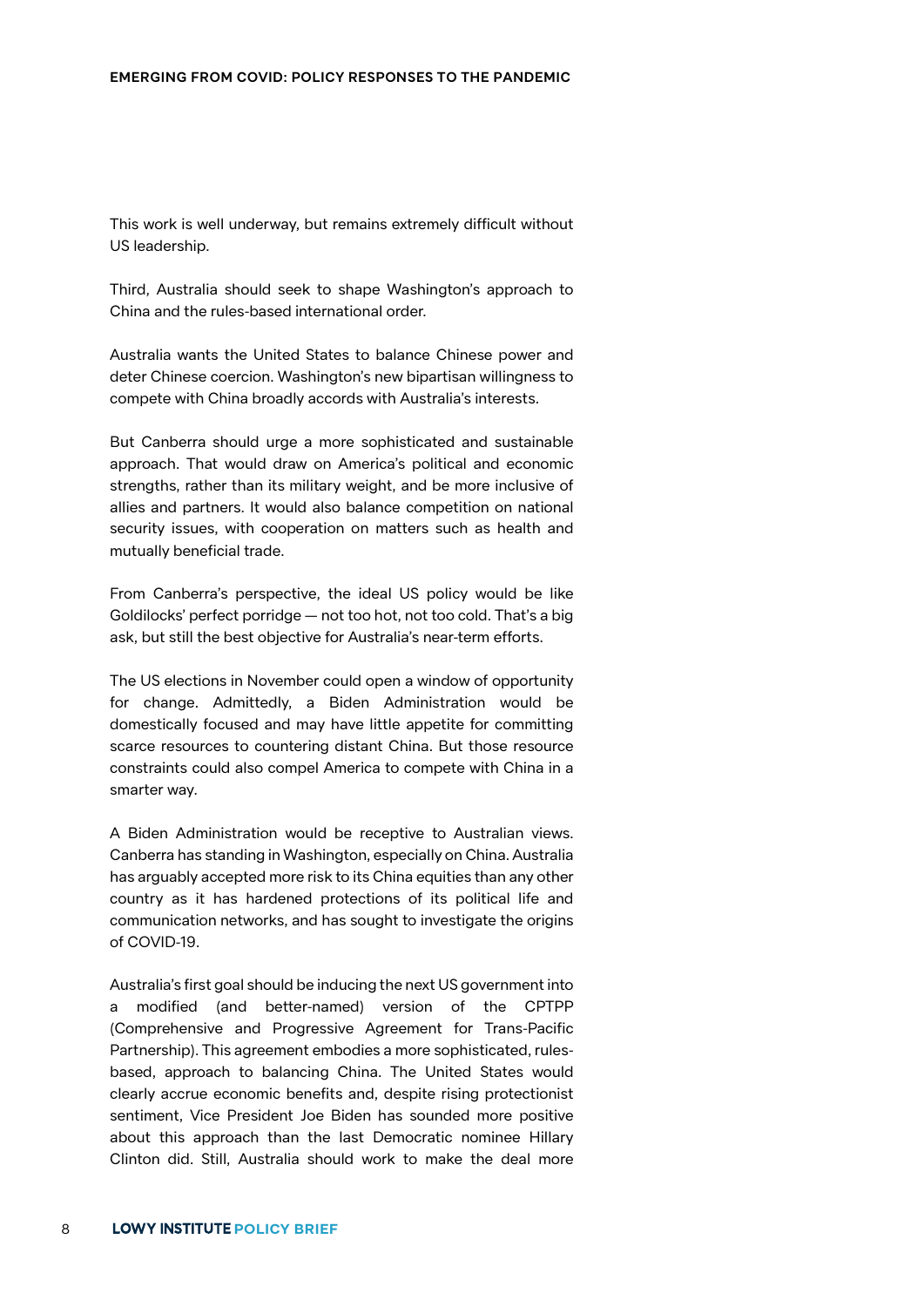This work is well underway, but remains extremely difficult without US leadership.

Third, Australia should seek to shape Washington's approach to China and the rules-based international order.

Australia wants the United States to balance Chinese power and deter Chinese coercion. Washington's new bipartisan willingness to compete with China broadly accords with Australia's interests.

But Canberra should urge a more sophisticated and sustainable approach. That would draw on America's political and economic strengths, rather than its military weight, and be more inclusive of allies and partners. It would also balance competition on national security issues, with cooperation on matters such as health and mutually beneficial trade.

From Canberra's perspective, the ideal US policy would be like Goldilocks' perfect porridge — not too hot, not too cold. That's a big ask, but still the best objective for Australia's near-term efforts.

The US elections in November could open a window of opportunity for change. Admittedly, a Biden Administration would be domestically focused and may have little appetite for committing scarce resources to countering distant China. But those resource constraints could also compel America to compete with China in a smarter way.

A Biden Administration would be receptive to Australian views. Canberra has standing in Washington, especially on China. Australia has arguably accepted more risk to its China equities than any other country as it has hardened protections of its political life and communication networks, and has sought to investigate the origins of COVID-19.

Australia's first goal should be inducing the next US government into a modified (and better-named) version of the CPTPP (Comprehensive and Progressive Agreement for Trans-Pacific Partnership). This agreement embodies a more sophisticated, rules-based, approach to balancing China. The United States would clearly accrue economic benefits and, despite rising protectionist sentiment, Vice President Joe Biden has sounded more positive about this approach than the last Democratic nominee Hillary Clinton did. Still, Australia should work to make the deal more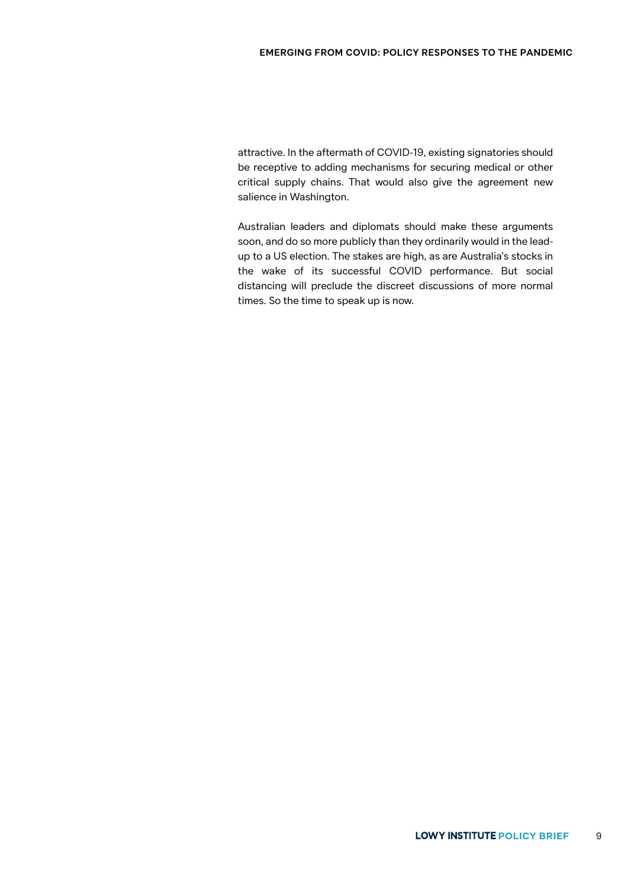attractive. In the aftermath of COVID-19, existing signatories should be receptive to adding mechanisms for securing medical or other critical supply chains. That would also give the agreement new salience in Washington.

Australian leaders and diplomats should make these arguments soon, and do so more publicly than they ordinarily would in the lead-up to a US election. The stakes are high, as are Australia's stocks in the wake of its successful COVID performance. But social distancing will preclude the discreet discussions of more normal times. So the time to speak up is now.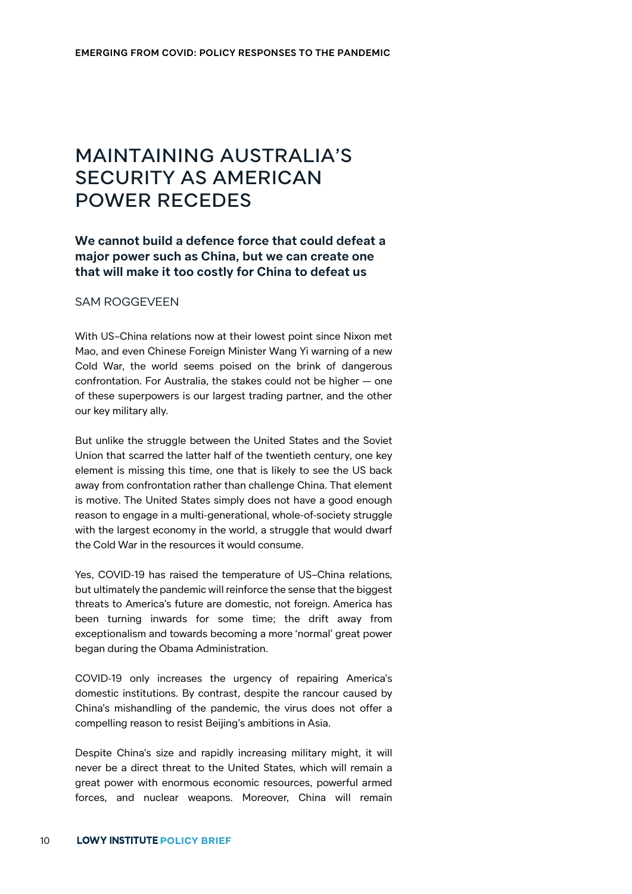# MAINTAINING AUSTRALIA'S SECURITY AS AMERICAN POWER RECEDES

**We cannot build a defence force that could defeat a major power such as China, but we can create one that will make it too costly for China to defeat us**

SAM ROGGEVEEN

With US–China relations now at their lowest point since Nixon met Mao, and even Chinese Foreign Minister Wang Yi warning of a new Cold War, the world seems poised on the brink of dangerous confrontation. For Australia, the stakes could not be higher — one of these superpowers is our largest trading partner, and the other our key military ally.

But unlike the struggle between the United States and the Soviet Union that scarred the latter half of the twentieth century, one key element is missing this time, one that is likely to see the US back away from confrontation rather than challenge China. That element is motive. The United States simply does not have a good enough reason to engage in a multi-generational, whole-of-society struggle with the largest economy in the world, a struggle that would dwarf the Cold War in the resources it would consume.

Yes, COVID-19 has raised the temperature of US–China relations, but ultimately the pandemic will reinforce the sense that the biggest threats to America's future are domestic, not foreign. America has been turning inwards for some time; the drift away from exceptionalism and towards becoming a more 'normal' great power began during the Obama Administration.

COVID-19 only increases the urgency of repairing America's domestic institutions. By contrast, despite the rancour caused by China's mishandling of the pandemic, the virus does not offer a compelling reason to resist Beijing's ambitions in Asia.

Despite China's size and rapidly increasing military might, it will never be a direct threat to the United States, which will remain a great power with enormous economic resources, powerful armed forces, and nuclear weapons. Moreover, China will remain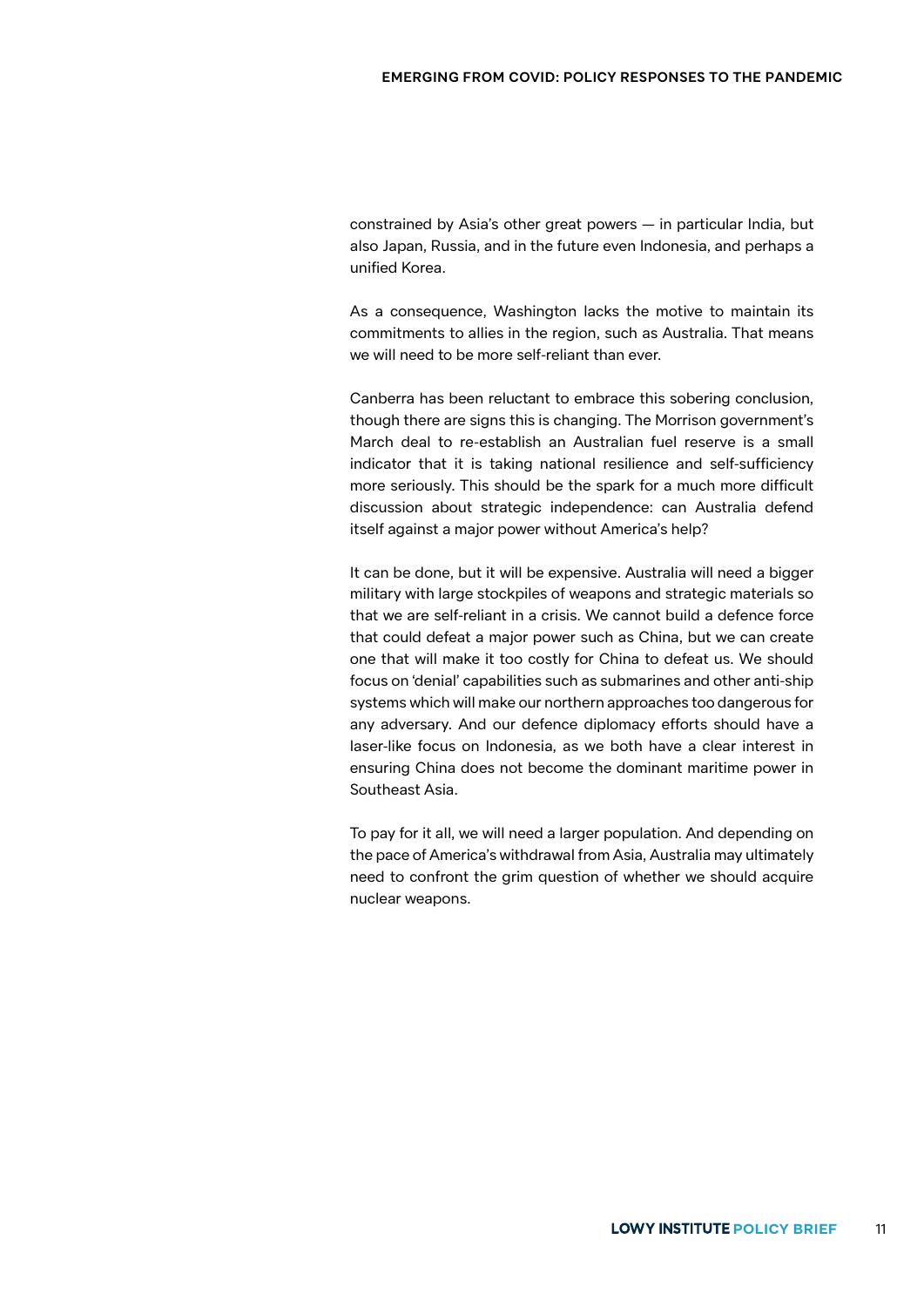constrained by Asia's other great powers — in particular India, but also Japan, Russia, and in the future even Indonesia, and perhaps a unified Korea.

As a consequence, Washington lacks the motive to maintain its commitments to allies in the region, such as Australia. That means we will need to be more self-reliant than ever.

Canberra has been reluctant to embrace this sobering conclusion, though there are signs this is changing. The Morrison government's March deal to re-establish an Australian fuel reserve is a small indicator that it is taking national resilience and self-sufficiency more seriously. This should be the spark for a much more difficult discussion about strategic independence: can Australia defend itself against a major power without America's help?

It can be done, but it will be expensive. Australia will need a bigger military with large stockpiles of weapons and strategic materials so that we are self-reliant in a crisis. We cannot build a defence force that could defeat a major power such as China, but we can create one that will make it too costly for China to defeat us. We should focus on 'denial' capabilities such as submarines and other anti-ship systems which will make our northern approaches too dangerous for any adversary. And our defence diplomacy efforts should have a laser-like focus on Indonesia, as we both have a clear interest in ensuring China does not become the dominant maritime power in Southeast Asia.

To pay for it all, we will need a larger population. And depending on the pace of America's withdrawal from Asia, Australia may ultimately need to confront the grim question of whether we should acquire nuclear weapons.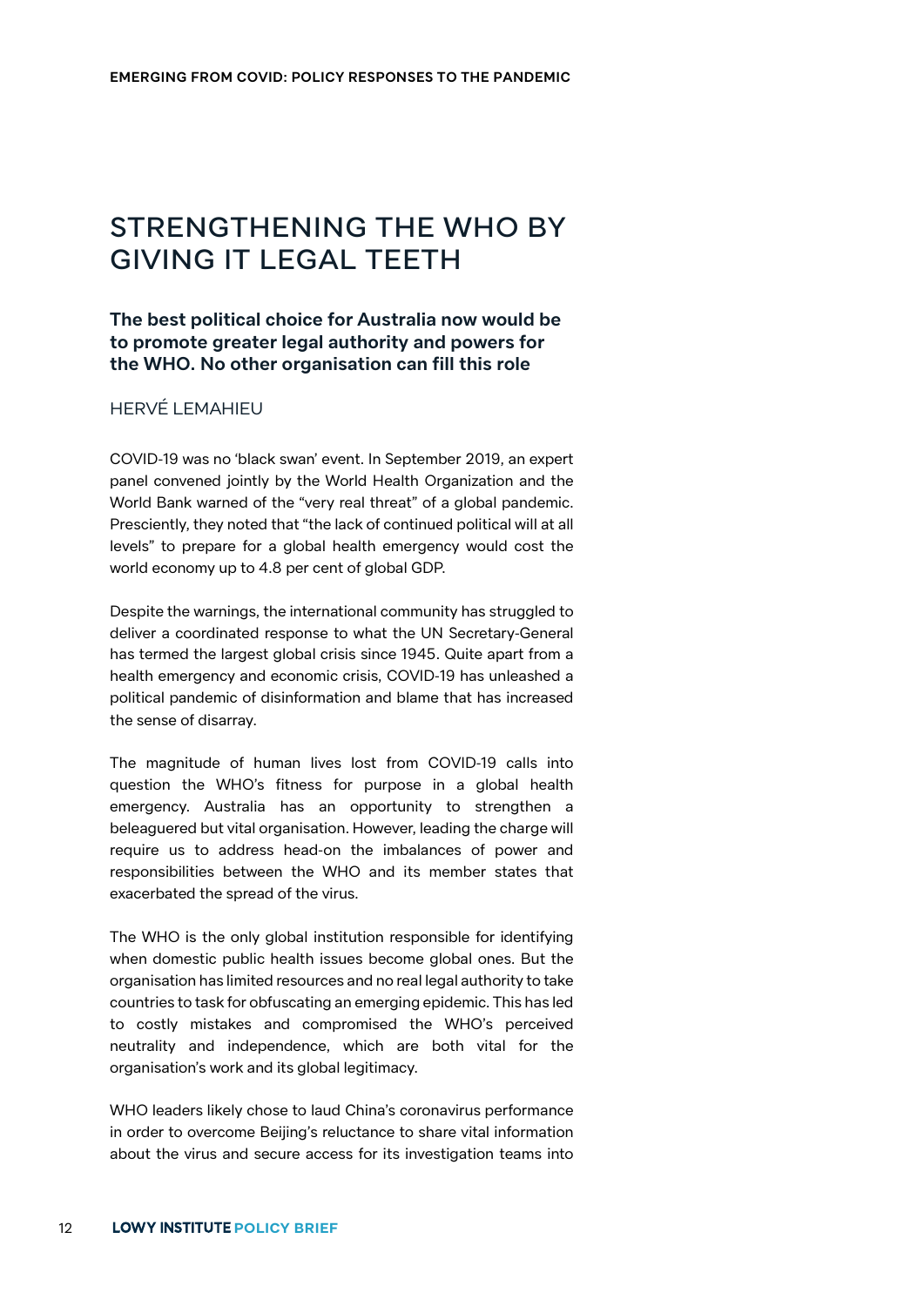# STRENGTHENING THE WHO BY GIVING IT LEGAL TEETH

**The best political choice for Australia now would be to promote greater legal authority and powers for the WHO. No other organisation can fill this role**

HERVÉ LEMAHIEU

COVID-19 was no 'black swan' event. In September 2019, an expert panel convened jointly by the World Health Organization and the World Bank warned of the "very real threat" of a global pandemic. Presciently, they noted that "the lack of continued political will at all levels" to prepare for a global health emergency would cost the world economy up to 4.8 per cent of global GDP.

Despite the warnings, the international community has struggled to deliver a coordinated response to what the UN Secretary-General has termed the largest global crisis since 1945. Quite apart from a health emergency and economic crisis, COVID-19 has unleashed a political pandemic of disinformation and blame that has increased the sense of disarray.

The magnitude of human lives lost from COVID-19 calls into question the WHO's fitness for purpose in a global health emergency. Australia has an opportunity to strengthen a beleaguered but vital organisation. However, leading the charge will require us to address head-on the imbalances of power and responsibilities between the WHO and its member states that exacerbated the spread of the virus.

The WHO is the only global institution responsible for identifying when domestic public health issues become global ones. But the organisation has limited resources and no real legal authority to take countries to task for obfuscating an emerging epidemic. This has led to costly mistakes and compromised the WHO's perceived neutrality and independence, which are both vital for the organisation's work and its global legitimacy.

WHO leaders likely chose to laud China's coronavirus performance in order to overcome Beijing's reluctance to share vital information about the virus and secure access for its investigation teams into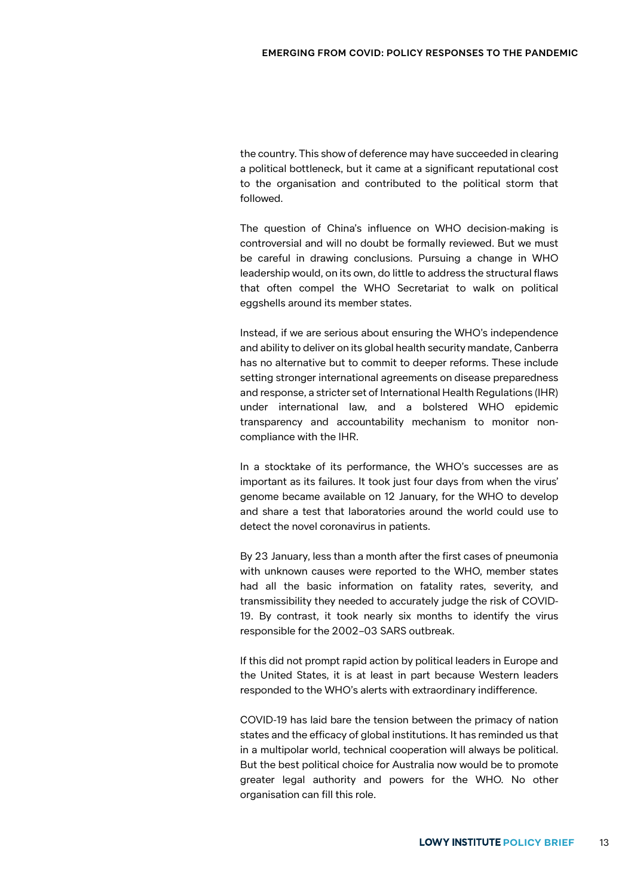the country. This show of deference may have succeeded in clearing a political bottleneck, but it came at a significant reputational cost to the organisation and contributed to the political storm that followed.

The question of China's influence on WHO decision-making is controversial and will no doubt be formally reviewed. But we must be careful in drawing conclusions. Pursuing a change in WHO leadership would, on its own, do little to address the structural flaws that often compel the WHO Secretariat to walk on political eggshells around its member states.

Instead, if we are serious about ensuring the WHO's independence and ability to deliver on its global health security mandate, Canberra has no alternative but to commit to deeper reforms. These include setting stronger international agreements on disease preparedness and response, a stricter set of International Health Regulations (IHR) under international law, and a bolstered WHO epidemic transparency and accountability mechanism to monitor non-compliance with the IHR.

In a stocktake of its performance, the WHO's successes are as important as its failures. It took just four days from when the virus' genome became available on 12 January, for the WHO to develop and share a test that laboratories around the world could use to detect the novel coronavirus in patients.

By 23 January, less than a month after the first cases of pneumonia with unknown causes were reported to the WHO, member states had all the basic information on fatality rates, severity, and transmissibility they needed to accurately judge the risk of COVID-19. By contrast, it took nearly six months to identify the virus responsible for the 2002–03 SARS outbreak.

If this did not prompt rapid action by political leaders in Europe and the United States, it is at least in part because Western leaders responded to the WHO's alerts with extraordinary indifference.

COVID-19 has laid bare the tension between the primacy of nation states and the efficacy of global institutions. It has reminded us that in a multipolar world, technical cooperation will always be political. But the best political choice for Australia now would be to promote greater legal authority and powers for the WHO. No other organisation can fill this role.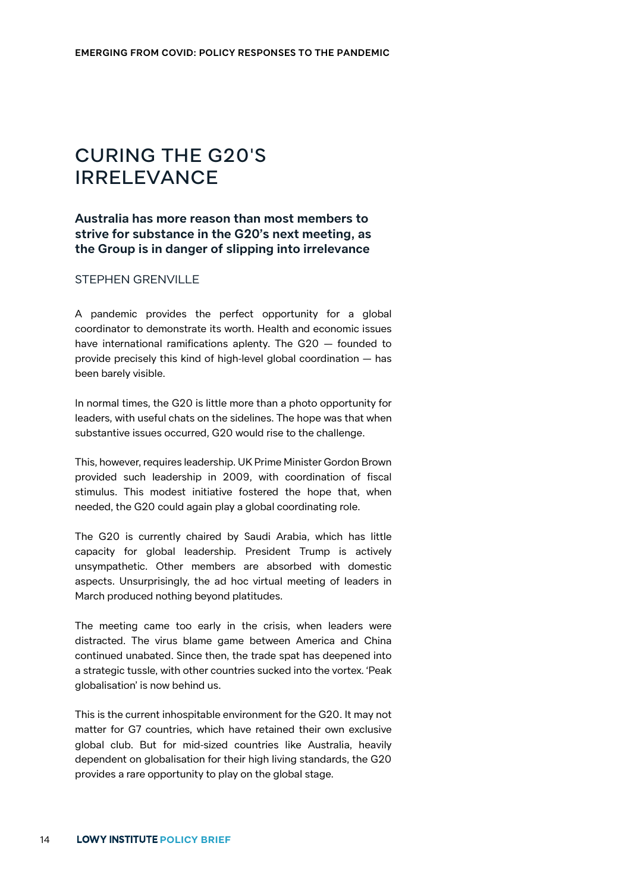# CURING THE G20'S IRRELEVANCE

**Australia has more reason than most members to strive for substance in the G20's next meeting, as the Group is in danger of slipping into irrelevance**

STEPHEN GRENVILLE

A pandemic provides the perfect opportunity for a global coordinator to demonstrate its worth. Health and economic issues have international ramifications aplenty. The G20 — founded to provide precisely this kind of high-level global coordination — has been barely visible.

In normal times, the G20 is little more than a photo opportunity for leaders, with useful chats on the sidelines. The hope was that when substantive issues occurred, G20 would rise to the challenge.

This, however, requires leadership. UK Prime Minister Gordon Brown provided such leadership in 2009, with coordination of fiscal stimulus. This modest initiative fostered the hope that, when needed, the G20 could again play a global coordinating role.

The G20 is currently chaired by Saudi Arabia, which has little capacity for global leadership. President Trump is actively unsympathetic. Other members are absorbed with domestic aspects. Unsurprisingly, the ad hoc virtual meeting of leaders in March produced nothing beyond platitudes.

The meeting came too early in the crisis, when leaders were distracted. The virus blame game between America and China continued unabated. Since then, the trade spat has deepened into a strategic tussle, with other countries sucked into the vortex. 'Peak globalisation' is now behind us.

This is the current inhospitable environment for the G20. It may not matter for G7 countries, which have retained their own exclusive global club. But for mid-sized countries like Australia, heavily dependent on globalisation for their high living standards, the G20 provides a rare opportunity to play on the global stage.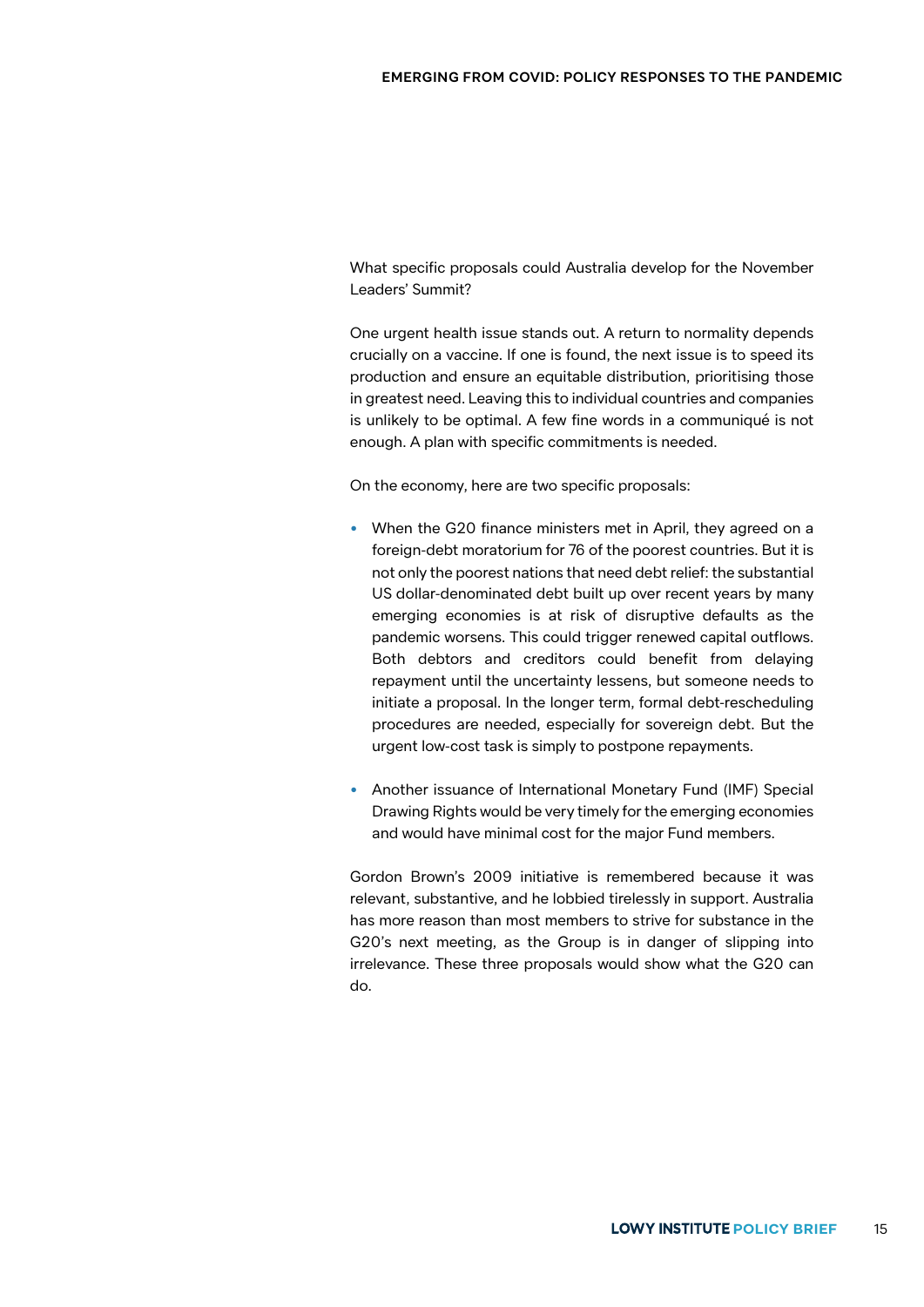What specific proposals could Australia develop for the November Leaders' Summit?

One urgent health issue stands out. A return to normality depends crucially on a vaccine. If one is found, the next issue is to speed its production and ensure an equitable distribution, prioritising those in greatest need. Leaving this to individual countries and companies is unlikely to be optimal. A few fine words in a communiqué is not enough. A plan with specific commitments is needed.

On the economy, here are two specific proposals:

- When the G20 finance ministers met in April, they agreed on a foreign-debt moratorium for 76 of the poorest countries. But it is not only the poorest nations that need debt relief: the substantial US dollar-denominated debt built up over recent years by many emerging economies is at risk of disruptive defaults as the pandemic worsens. This could trigger renewed capital outflows. Both debtors and creditors could benefit from delaying repayment until the uncertainty lessens, but someone needs to initiate a proposal. In the longer term, formal debt-rescheduling procedures are needed, especially for sovereign debt. But the urgent low-cost task is simply to postpone repayments.
- Another issuance of International Monetary Fund (IMF) Special Drawing Rights would be very timely for the emerging economies and would have minimal cost for the major Fund members.

Gordon Brown's 2009 initiative is remembered because it was relevant, substantive, and he lobbied tirelessly in support. Australia has more reason than most members to strive for substance in the G20's next meeting, as the Group is in danger of slipping into irrelevance. These three proposals would show what the G20 can do.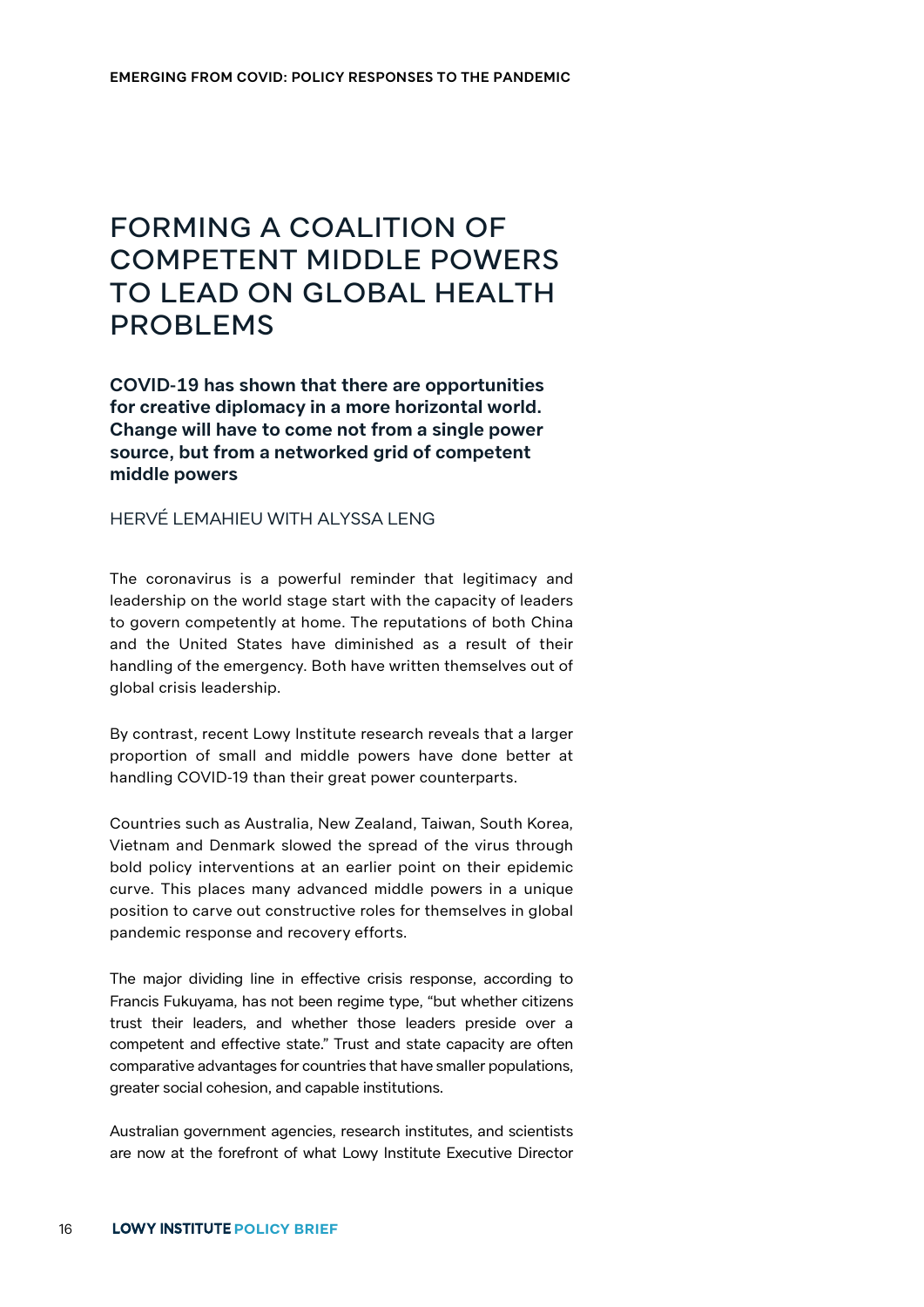# FORMING A COALITION OF COMPETENT MIDDLE POWERS TO LEAD ON GLOBAL HEALTH PROBLEMS

**COVID-19 has shown that there are opportunities for creative diplomacy in a more horizontal world. Change will have to come not from a single power source, but from a networked grid of competent middle powers**

HERVÉ LEMAHIEU WITH ALYSSA LENG

The coronavirus is a powerful reminder that legitimacy and leadership on the world stage start with the capacity of leaders to govern competently at home. The reputations of both China and the United States have diminished as a result of their handling of the emergency. Both have written themselves out of global crisis leadership.

By contrast, recent Lowy Institute research reveals that a larger proportion of small and middle powers have done better at handling COVID-19 than their great power counterparts.

Countries such as Australia, New Zealand, Taiwan, South Korea, Vietnam and Denmark slowed the spread of the virus through bold policy interventions at an earlier point on their epidemic curve. This places many advanced middle powers in a unique position to carve out constructive roles for themselves in global pandemic response and recovery efforts.

The major dividing line in effective crisis response, according to Francis Fukuyama, has not been regime type, "but whether citizens trust their leaders, and whether those leaders preside over a competent and effective state." Trust and state capacity are often comparative advantages for countries that have smaller populations, greater social cohesion, and capable institutions.

Australian government agencies, research institutes, and scientists are now at the forefront of what Lowy Institute Executive Director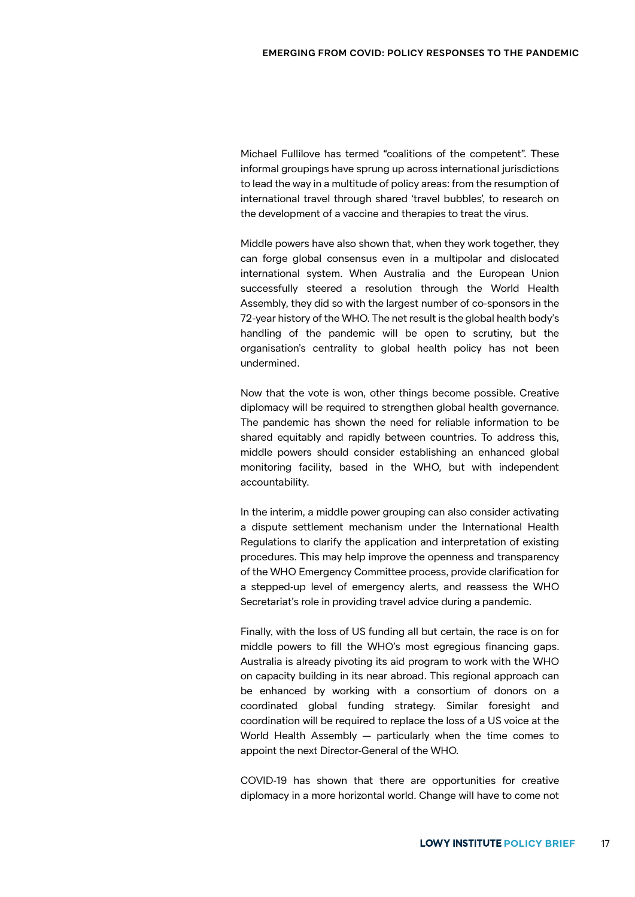Michael Fullilove has termed "coalitions of the competent". These informal groupings have sprung up across international jurisdictions to lead the way in a multitude of policy areas: from the resumption of international travel through shared 'travel bubbles', to research on the development of a vaccine and therapies to treat the virus.

Middle powers have also shown that, when they work together, they can forge global consensus even in a multipolar and dislocated international system. When Australia and the European Union successfully steered a resolution through the World Health Assembly, they did so with the largest number of co-sponsors in the 72-year history of the WHO. The net result is the global health body's handling of the pandemic will be open to scrutiny, but the organisation's centrality to global health policy has not been undermined.

Now that the vote is won, other things become possible. Creative diplomacy will be required to strengthen global health governance. The pandemic has shown the need for reliable information to be shared equitably and rapidly between countries. To address this, middle powers should consider establishing an enhanced global monitoring facility, based in the WHO, but with independent accountability.

In the interim, a middle power grouping can also consider activating a dispute settlement mechanism under the International Health Regulations to clarify the application and interpretation of existing procedures. This may help improve the openness and transparency of the WHO Emergency Committee process, provide clarification for a stepped-up level of emergency alerts, and reassess the WHO Secretariat's role in providing travel advice during a pandemic.

Finally, with the loss of US funding all but certain, the race is on for middle powers to fill the WHO's most egregious financing gaps. Australia is already pivoting its aid program to work with the WHO on capacity building in its near abroad. This regional approach can be enhanced by working with a consortium of donors on a coordinated global funding strategy. Similar foresight and coordination will be required to replace the loss of a US voice at the World Health Assembly — particularly when the time comes to appoint the next Director-General of the WHO.

COVID-19 has shown that there are opportunities for creative diplomacy in a more horizontal world. Change will have to come not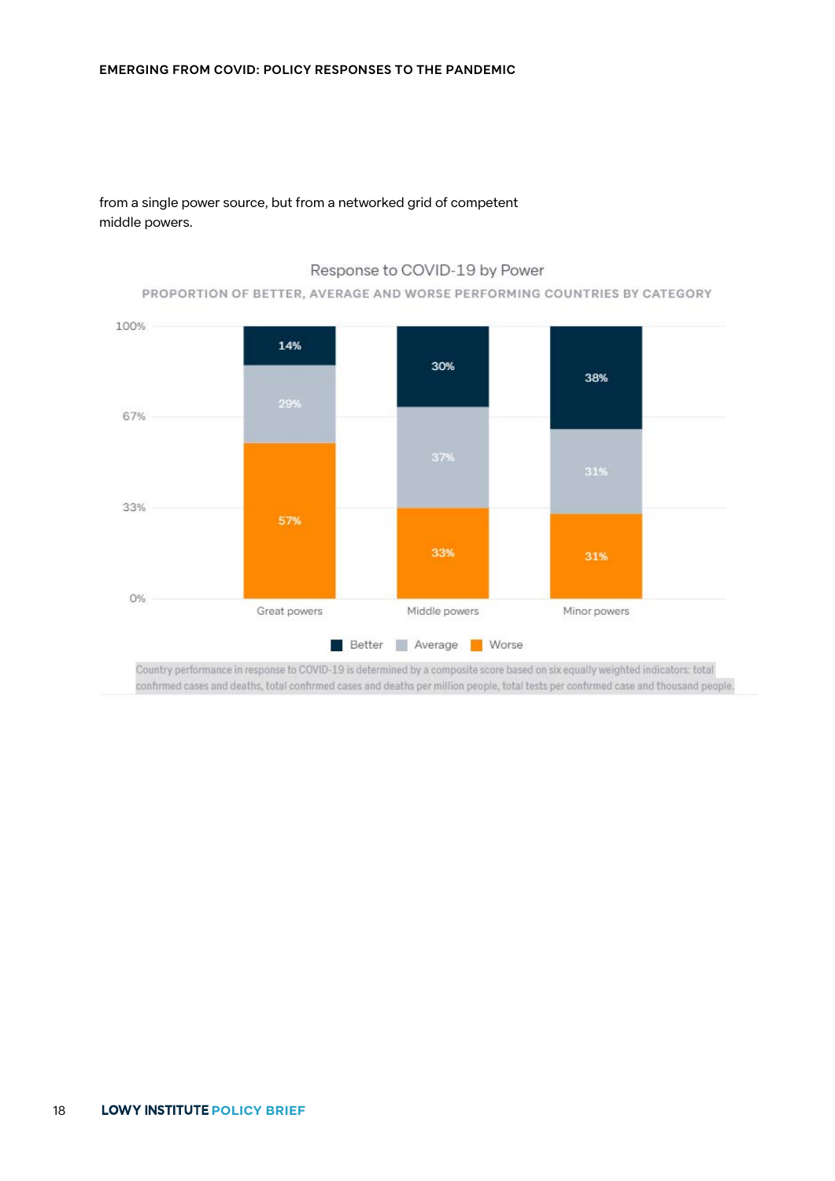from a single power source, but from a networked grid of competent middle powers.

Response to COVID-19 by Power

PROPORTION OF BETTER, AVERAGE AND WORSE PERFORMING COUNTRIES BY CATEGORY

| | Better | Average | Worse |
|---|---|---|---|
| Great powers | 14% | 29% | 57% |
| Middle powers | 30% | 37% | 33% |
| Minor powers | 38% | 31% | 31% |

Country performance in response to COVID-19 is determined by a composite score based on six equally weighted indicators: total confirmed cases and deaths, total confirmed cases and deaths per million people, total tests per confirmed case and thousand people.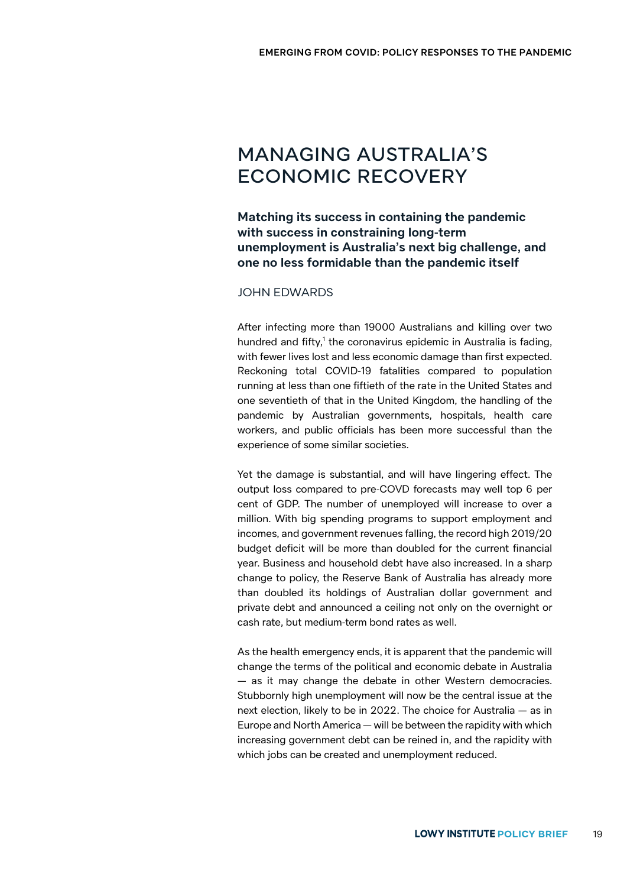# MANAGING AUSTRALIA'S ECONOMIC RECOVERY

**Matching its success in containing the pandemic with success in constraining long-term unemployment is Australia's next big challenge, and one no less formidable than the pandemic itself**

JOHN EDWARDS

After infecting more than 19000 Australians and killing over two hundred and fifty,[1] the coronavirus epidemic in Australia is fading, with fewer lives lost and less economic damage than first expected. Reckoning total COVID-19 fatalities compared to population running at less than one fiftieth of the rate in the United States and one seventieth of that in the United Kingdom, the handling of the pandemic by Australian governments, hospitals, health care workers, and public officials has been more successful than the experience of some similar societies.

Yet the damage is substantial, and will have lingering effect. The output loss compared to pre-COVD forecasts may well top 6 per cent of GDP. The number of unemployed will increase to over a million. With big spending programs to support employment and incomes, and government revenues falling, the record high 2019/20 budget deficit will be more than doubled for the current financial year. Business and household debt have also increased. In a sharp change to policy, the Reserve Bank of Australia has already more than doubled its holdings of Australian dollar government and private debt and announced a ceiling not only on the overnight or cash rate, but medium-term bond rates as well.

As the health emergency ends, it is apparent that the pandemic will change the terms of the political and economic debate in Australia — as it may change the debate in other Western democracies. Stubbornly high unemployment will now be the central issue at the next election, likely to be in 2022. The choice for Australia — as in Europe and North America — will be between the rapidity with which increasing government debt can be reined in, and the rapidity with which jobs can be created and unemployment reduced.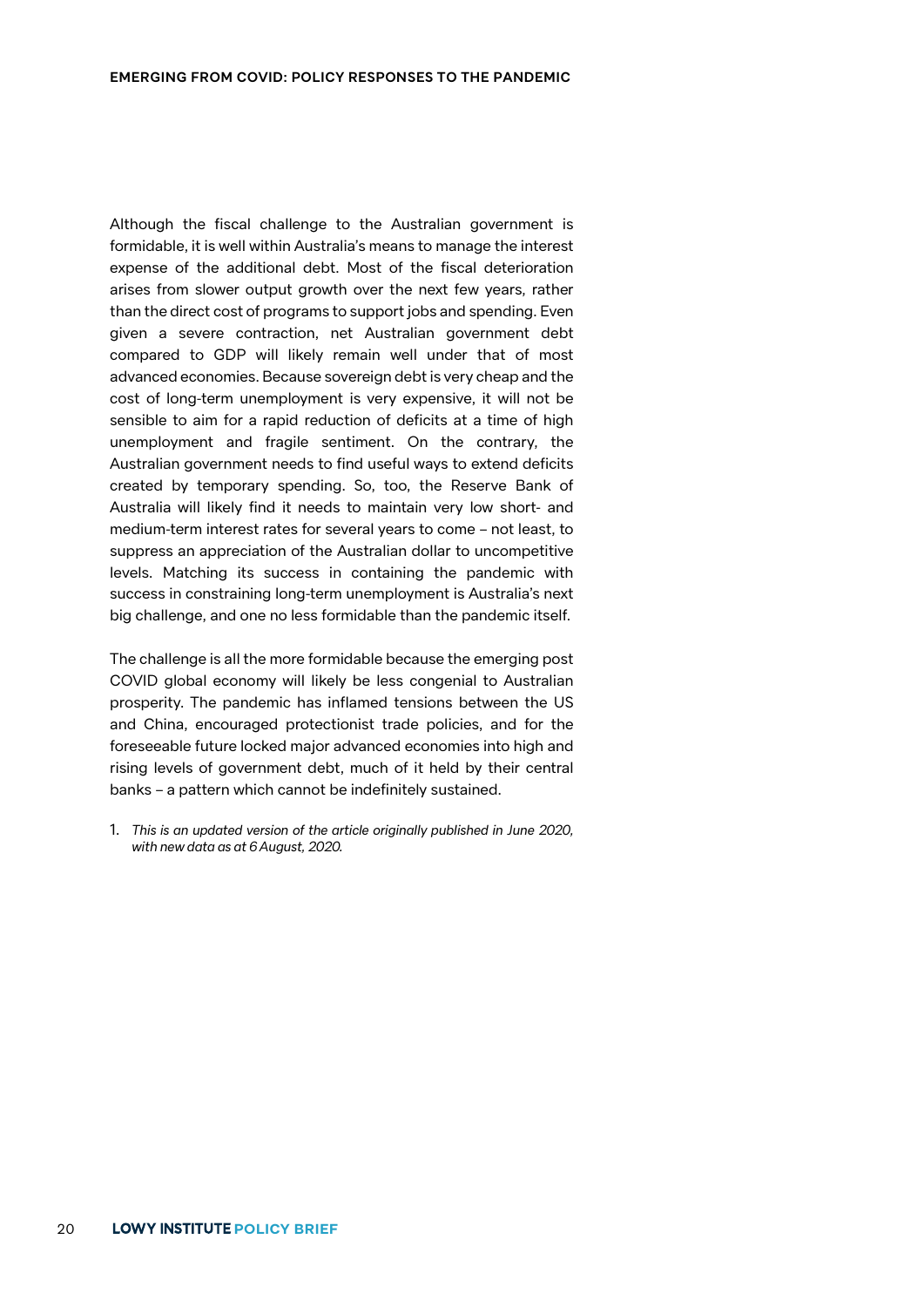Although the fiscal challenge to the Australian government is formidable, it is well within Australia's means to manage the interest expense of the additional debt. Most of the fiscal deterioration arises from slower output growth over the next few years, rather than the direct cost of programs to support jobs and spending. Even given a severe contraction, net Australian government debt compared to GDP will likely remain well under that of most advanced economies. Because sovereign debt is very cheap and the cost of long-term unemployment is very expensive, it will not be sensible to aim for a rapid reduction of deficits at a time of high unemployment and fragile sentiment. On the contrary, the Australian government needs to find useful ways to extend deficits created by temporary spending. So, too, the Reserve Bank of Australia will likely find it needs to maintain very low short- and medium-term interest rates for several years to come – not least, to suppress an appreciation of the Australian dollar to uncompetitive levels. Matching its success in containing the pandemic with success in constraining long-term unemployment is Australia's next big challenge, and one no less formidable than the pandemic itself.

The challenge is all the more formidable because the emerging post COVID global economy will likely be less congenial to Australian prosperity. The pandemic has inflamed tensions between the US and China, encouraged protectionist trade policies, and for the foreseeable future locked major advanced economies into high and rising levels of government debt, much of it held by their central banks – a pattern which cannot be indefinitely sustained.

1. *This is an updated version of the article originally published in June 2020, with new data as at 6 August, 2020.*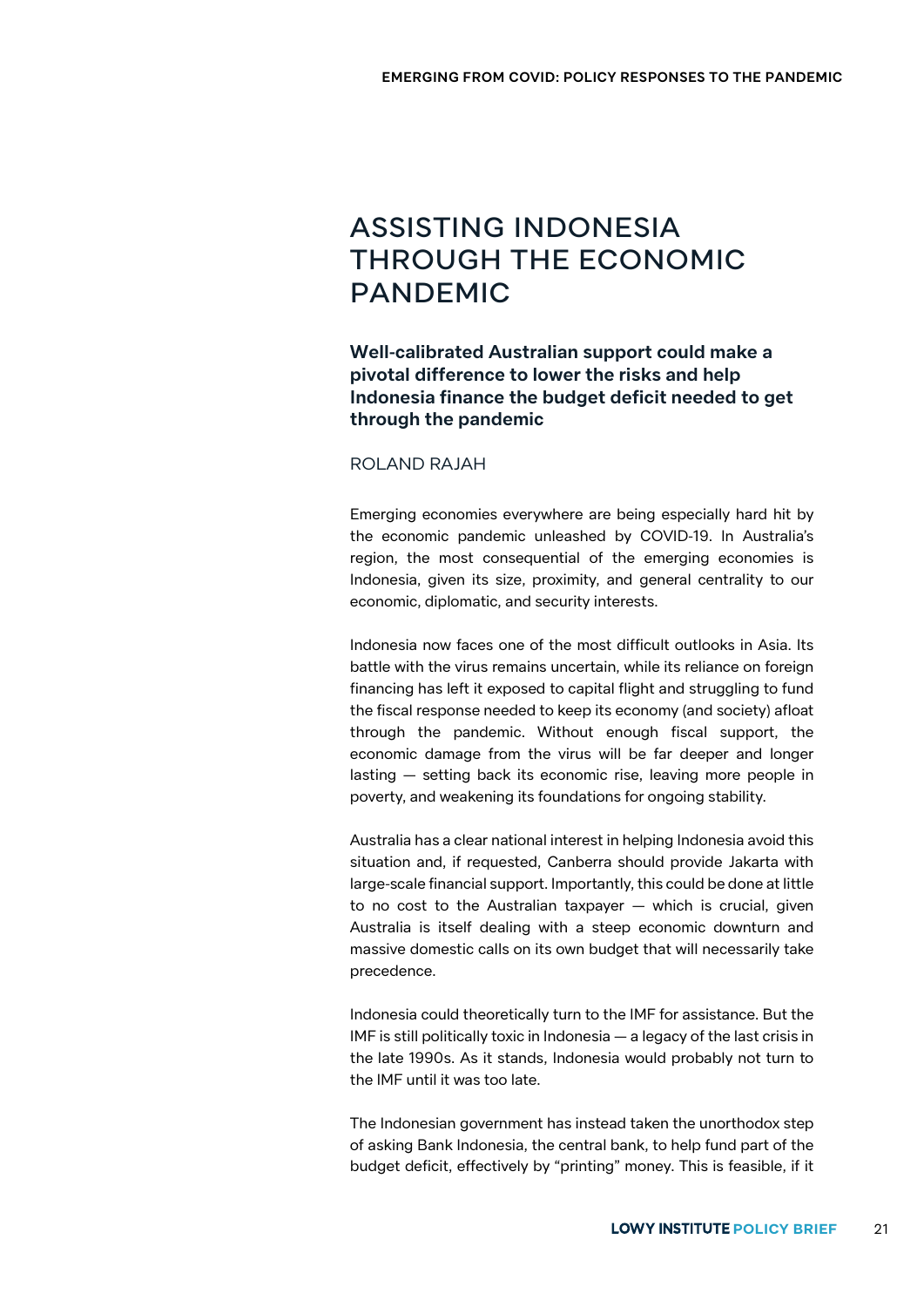# ASSISTING INDONESIA THROUGH THE ECONOMIC PANDEMIC

**Well-calibrated Australian support could make a pivotal difference to lower the risks and help Indonesia finance the budget deficit needed to get through the pandemic**

ROLAND RAJAH

Emerging economies everywhere are being especially hard hit by the economic pandemic unleashed by COVID-19. In Australia's region, the most consequential of the emerging economies is Indonesia, given its size, proximity, and general centrality to our economic, diplomatic, and security interests.

Indonesia now faces one of the most difficult outlooks in Asia. Its battle with the virus remains uncertain, while its reliance on foreign financing has left it exposed to capital flight and struggling to fund the fiscal response needed to keep its economy (and society) afloat through the pandemic. Without enough fiscal support, the economic damage from the virus will be far deeper and longer lasting — setting back its economic rise, leaving more people in poverty, and weakening its foundations for ongoing stability.

Australia has a clear national interest in helping Indonesia avoid this situation and, if requested, Canberra should provide Jakarta with large-scale financial support. Importantly, this could be done at little to no cost to the Australian taxpayer — which is crucial, given Australia is itself dealing with a steep economic downturn and massive domestic calls on its own budget that will necessarily take precedence.

Indonesia could theoretically turn to the IMF for assistance. But the IMF is still politically toxic in Indonesia — a legacy of the last crisis in the late 1990s. As it stands, Indonesia would probably not turn to the IMF until it was too late.

The Indonesian government has instead taken the unorthodox step of asking Bank Indonesia, the central bank, to help fund part of the budget deficit, effectively by "printing" money. This is feasible, if it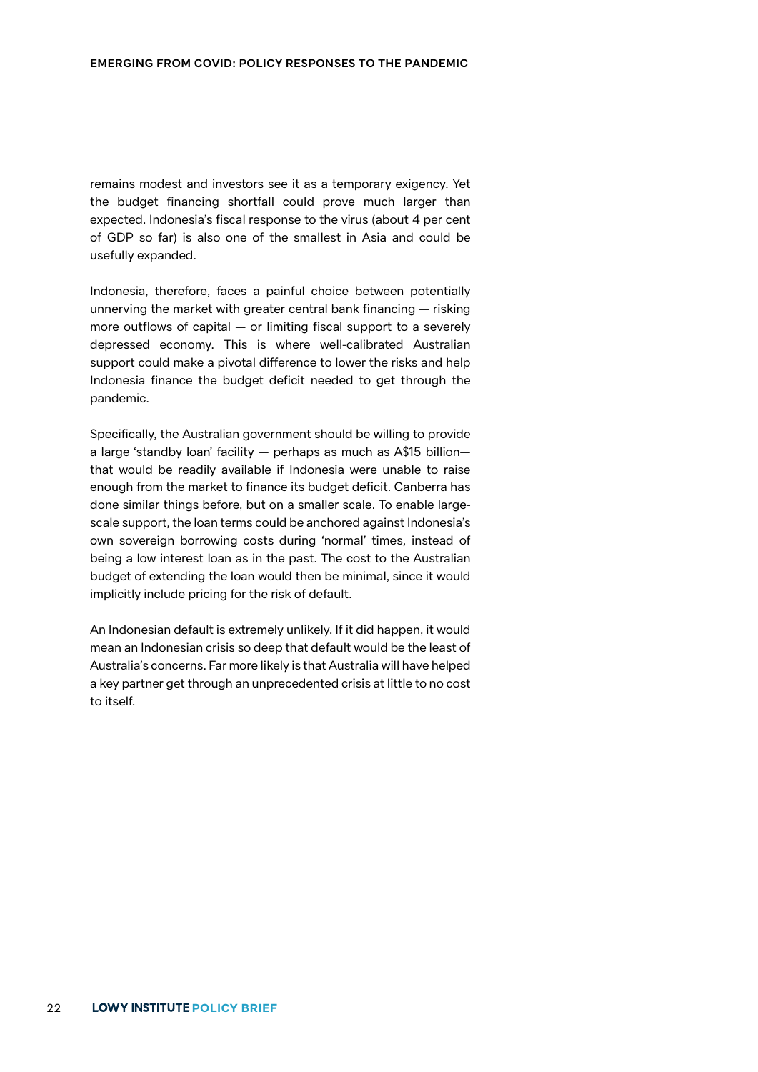remains modest and investors see it as a temporary exigency. Yet the budget financing shortfall could prove much larger than expected. Indonesia's fiscal response to the virus (about 4 per cent of GDP so far) is also one of the smallest in Asia and could be usefully expanded.

Indonesia, therefore, faces a painful choice between potentially unnerving the market with greater central bank financing — risking more outflows of capital — or limiting fiscal support to a severely depressed economy. This is where well-calibrated Australian support could make a pivotal difference to lower the risks and help Indonesia finance the budget deficit needed to get through the pandemic.

Specifically, the Australian government should be willing to provide a large 'standby loan' facility — perhaps as much as A$15 billion— that would be readily available if Indonesia were unable to raise enough from the market to finance its budget deficit. Canberra has done similar things before, but on a smaller scale. To enable large-scale support, the loan terms could be anchored against Indonesia's own sovereign borrowing costs during 'normal' times, instead of being a low interest loan as in the past. The cost to the Australian budget of extending the loan would then be minimal, since it would implicitly include pricing for the risk of default.

An Indonesian default is extremely unlikely. If it did happen, it would mean an Indonesian crisis so deep that default would be the least of Australia's concerns. Far more likely is that Australia will have helped a key partner get through an unprecedented crisis at little to no cost to itself.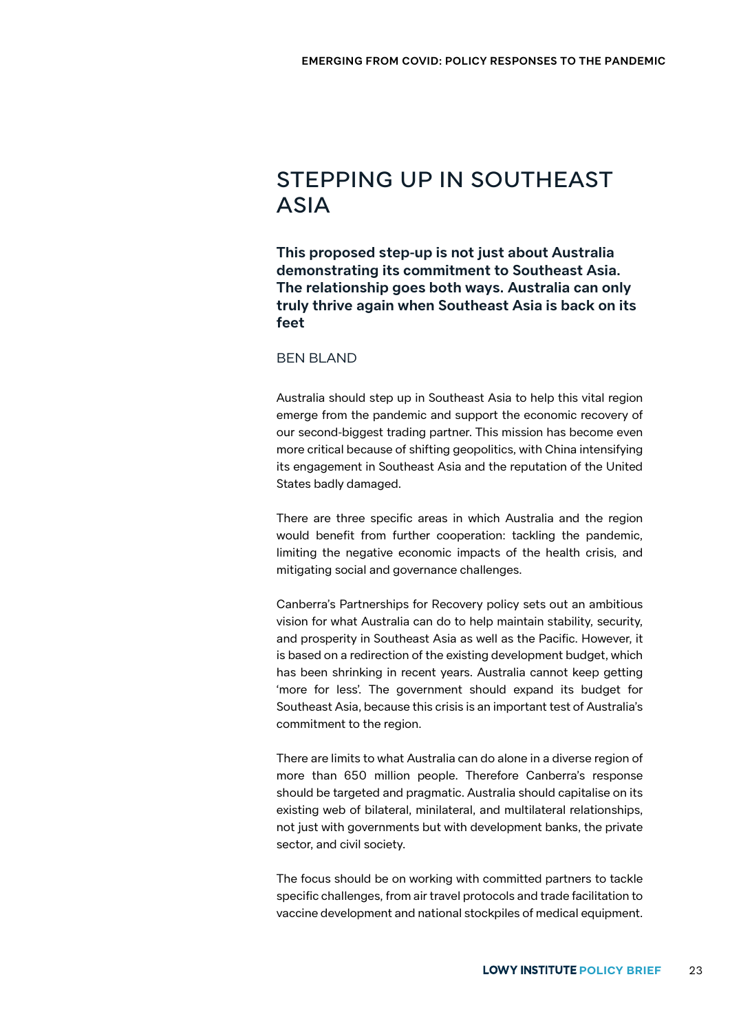# STEPPING UP IN SOUTHEAST ASIA

**This proposed step-up is not just about Australia demonstrating its commitment to Southeast Asia. The relationship goes both ways. Australia can only truly thrive again when Southeast Asia is back on its feet**

BEN BLAND

Australia should step up in Southeast Asia to help this vital region emerge from the pandemic and support the economic recovery of our second-biggest trading partner. This mission has become even more critical because of shifting geopolitics, with China intensifying its engagement in Southeast Asia and the reputation of the United States badly damaged.

There are three specific areas in which Australia and the region would benefit from further cooperation: tackling the pandemic, limiting the negative economic impacts of the health crisis, and mitigating social and governance challenges.

Canberra's Partnerships for Recovery policy sets out an ambitious vision for what Australia can do to help maintain stability, security, and prosperity in Southeast Asia as well as the Pacific. However, it is based on a redirection of the existing development budget, which has been shrinking in recent years. Australia cannot keep getting 'more for less'. The government should expand its budget for Southeast Asia, because this crisis is an important test of Australia's commitment to the region.

There are limits to what Australia can do alone in a diverse region of more than 650 million people. Therefore Canberra's response should be targeted and pragmatic. Australia should capitalise on its existing web of bilateral, minilateral, and multilateral relationships, not just with governments but with development banks, the private sector, and civil society.

The focus should be on working with committed partners to tackle specific challenges, from air travel protocols and trade facilitation to vaccine development and national stockpiles of medical equipment.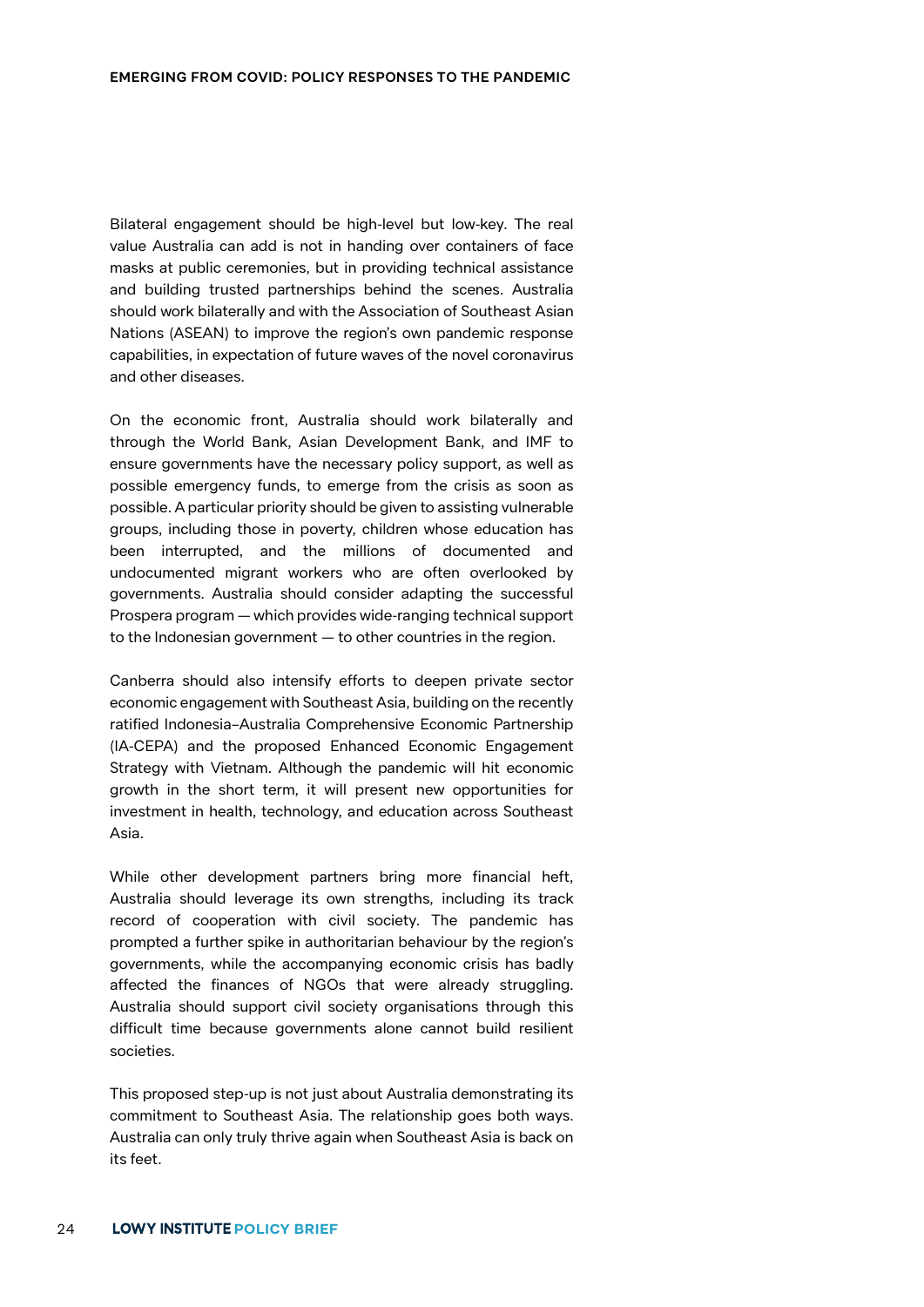Bilateral engagement should be high-level but low-key. The real value Australia can add is not in handing over containers of face masks at public ceremonies, but in providing technical assistance and building trusted partnerships behind the scenes. Australia should work bilaterally and with the Association of Southeast Asian Nations (ASEAN) to improve the region's own pandemic response capabilities, in expectation of future waves of the novel coronavirus and other diseases.

On the economic front, Australia should work bilaterally and through the World Bank, Asian Development Bank, and IMF to ensure governments have the necessary policy support, as well as possible emergency funds, to emerge from the crisis as soon as possible. A particular priority should be given to assisting vulnerable groups, including those in poverty, children whose education has been interrupted, and the millions of documented and undocumented migrant workers who are often overlooked by governments. Australia should consider adapting the successful Prospera program — which provides wide-ranging technical support to the Indonesian government — to other countries in the region.

Canberra should also intensify efforts to deepen private sector economic engagement with Southeast Asia, building on the recently ratified Indonesia–Australia Comprehensive Economic Partnership (IA-CEPA) and the proposed Enhanced Economic Engagement Strategy with Vietnam. Although the pandemic will hit economic growth in the short term, it will present new opportunities for investment in health, technology, and education across Southeast Asia.

While other development partners bring more financial heft, Australia should leverage its own strengths, including its track record of cooperation with civil society. The pandemic has prompted a further spike in authoritarian behaviour by the region's governments, while the accompanying economic crisis has badly affected the finances of NGOs that were already struggling. Australia should support civil society organisations through this difficult time because governments alone cannot build resilient societies.

This proposed step-up is not just about Australia demonstrating its commitment to Southeast Asia. The relationship goes both ways. Australia can only truly thrive again when Southeast Asia is back on its feet.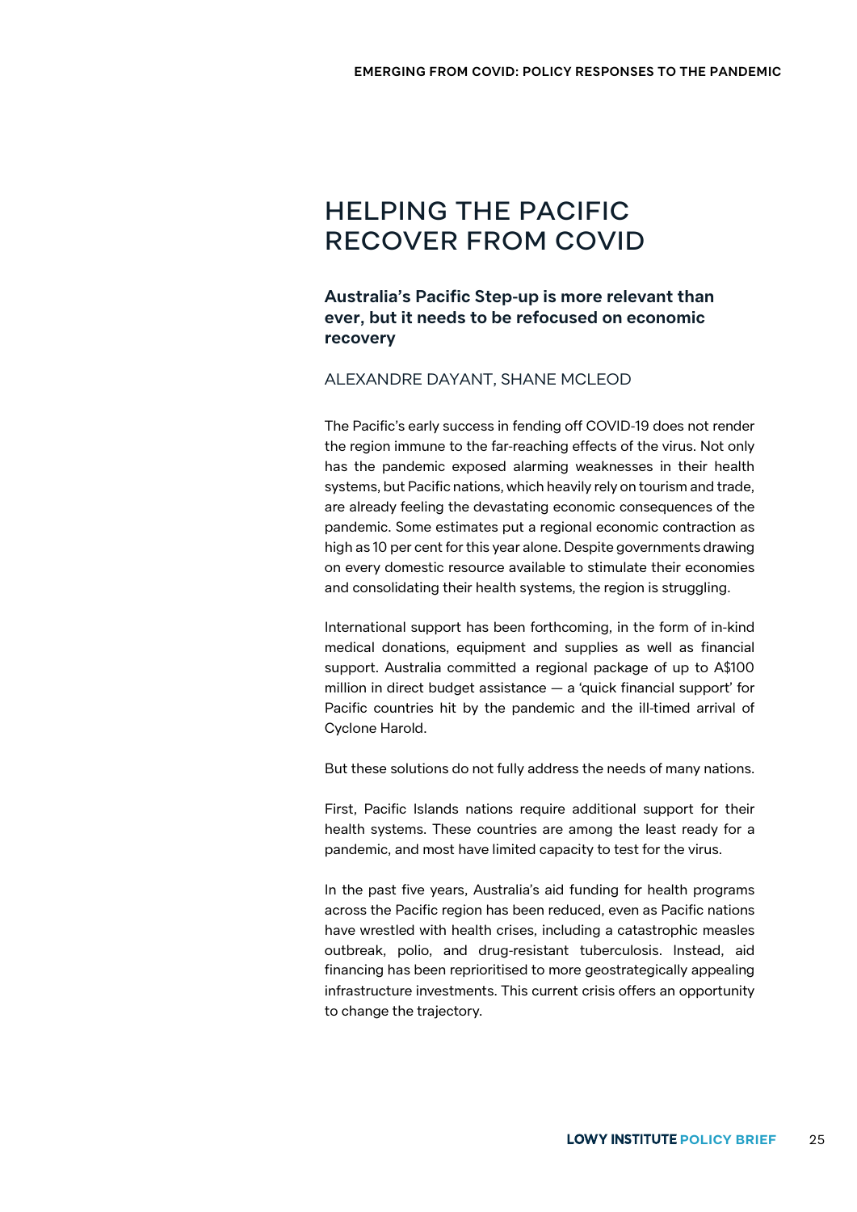# HELPING THE PACIFIC RECOVER FROM COVID

**Australia's Pacific Step-up is more relevant than ever, but it needs to be refocused on economic recovery**

ALEXANDRE DAYANT, SHANE MCLEOD

The Pacific's early success in fending off COVID-19 does not render the region immune to the far-reaching effects of the virus. Not only has the pandemic exposed alarming weaknesses in their health systems, but Pacific nations, which heavily rely on tourism and trade, are already feeling the devastating economic consequences of the pandemic. Some estimates put a regional economic contraction as high as 10 per cent for this year alone. Despite governments drawing on every domestic resource available to stimulate their economies and consolidating their health systems, the region is struggling.

International support has been forthcoming, in the form of in-kind medical donations, equipment and supplies as well as financial support. Australia committed a regional package of up to A$100 million in direct budget assistance — a 'quick financial support' for Pacific countries hit by the pandemic and the ill-timed arrival of Cyclone Harold.

But these solutions do not fully address the needs of many nations.

First, Pacific Islands nations require additional support for their health systems. These countries are among the least ready for a pandemic, and most have limited capacity to test for the virus.

In the past five years, Australia's aid funding for health programs across the Pacific region has been reduced, even as Pacific nations have wrestled with health crises, including a catastrophic measles outbreak, polio, and drug-resistant tuberculosis. Instead, aid financing has been reprioritised to more geostrategically appealing infrastructure investments. This current crisis offers an opportunity to change the trajectory.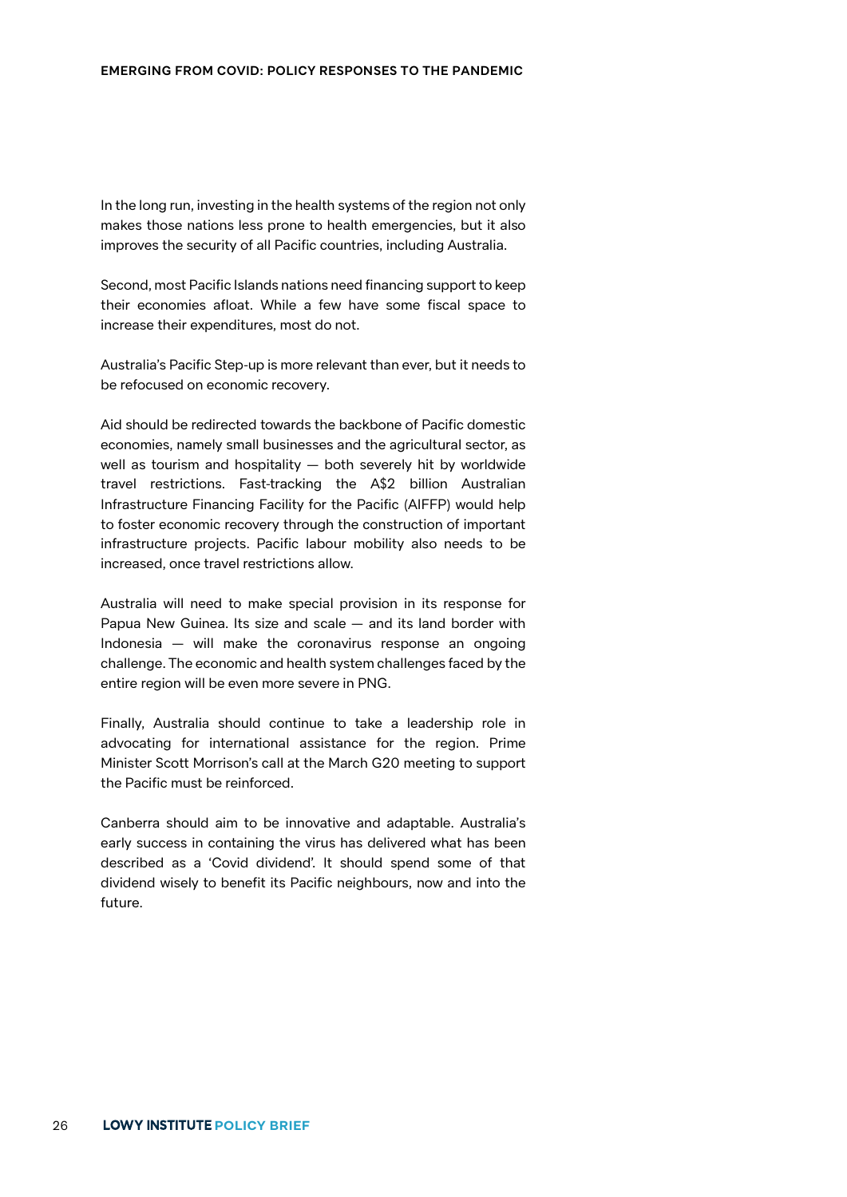In the long run, investing in the health systems of the region not only makes those nations less prone to health emergencies, but it also improves the security of all Pacific countries, including Australia.

Second, most Pacific Islands nations need financing support to keep their economies afloat. While a few have some fiscal space to increase their expenditures, most do not.

Australia's Pacific Step-up is more relevant than ever, but it needs to be refocused on economic recovery.

Aid should be redirected towards the backbone of Pacific domestic economies, namely small businesses and the agricultural sector, as well as tourism and hospitality — both severely hit by worldwide travel restrictions. Fast-tracking the A$2 billion Australian Infrastructure Financing Facility for the Pacific (AIFFP) would help to foster economic recovery through the construction of important infrastructure projects. Pacific labour mobility also needs to be increased, once travel restrictions allow.

Australia will need to make special provision in its response for Papua New Guinea. Its size and scale — and its land border with Indonesia — will make the coronavirus response an ongoing challenge. The economic and health system challenges faced by the entire region will be even more severe in PNG.

Finally, Australia should continue to take a leadership role in advocating for international assistance for the region. Prime Minister Scott Morrison's call at the March G20 meeting to support the Pacific must be reinforced.

Canberra should aim to be innovative and adaptable. Australia's early success in containing the virus has delivered what has been described as a 'Covid dividend'. It should spend some of that dividend wisely to benefit its Pacific neighbours, now and into the future.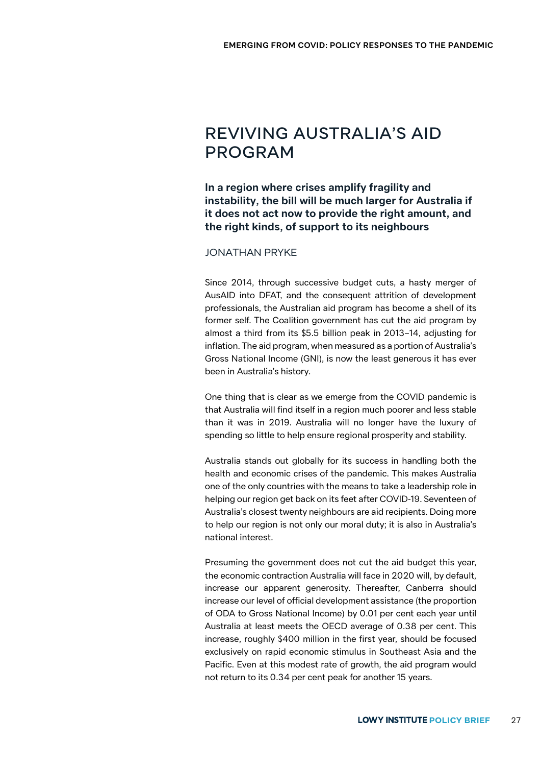# REVIVING AUSTRALIA'S AID PROGRAM

**In a region where crises amplify fragility and instability, the bill will be much larger for Australia if it does not act now to provide the right amount, and the right kinds, of support to its neighbours**

JONATHAN PRYKE

Since 2014, through successive budget cuts, a hasty merger of AusAID into DFAT, and the consequent attrition of development professionals, the Australian aid program has become a shell of its former self. The Coalition government has cut the aid program by almost a third from its $5.5 billion peak in 2013–14, adjusting for inflation. The aid program, when measured as a portion of Australia's Gross National Income (GNI), is now the least generous it has ever been in Australia's history.

One thing that is clear as we emerge from the COVID pandemic is that Australia will find itself in a region much poorer and less stable than it was in 2019. Australia will no longer have the luxury of spending so little to help ensure regional prosperity and stability.

Australia stands out globally for its success in handling both the health and economic crises of the pandemic. This makes Australia one of the only countries with the means to take a leadership role in helping our region get back on its feet after COVID-19. Seventeen of Australia's closest twenty neighbours are aid recipients. Doing more to help our region is not only our moral duty; it is also in Australia's national interest.

Presuming the government does not cut the aid budget this year, the economic contraction Australia will face in 2020 will, by default, increase our apparent generosity. Thereafter, Canberra should increase our level of official development assistance (the proportion of ODA to Gross National Income) by 0.01 per cent each year until Australia at least meets the OECD average of 0.38 per cent. This increase, roughly $400 million in the first year, should be focused exclusively on rapid economic stimulus in Southeast Asia and the Pacific. Even at this modest rate of growth, the aid program would not return to its 0.34 per cent peak for another 15 years.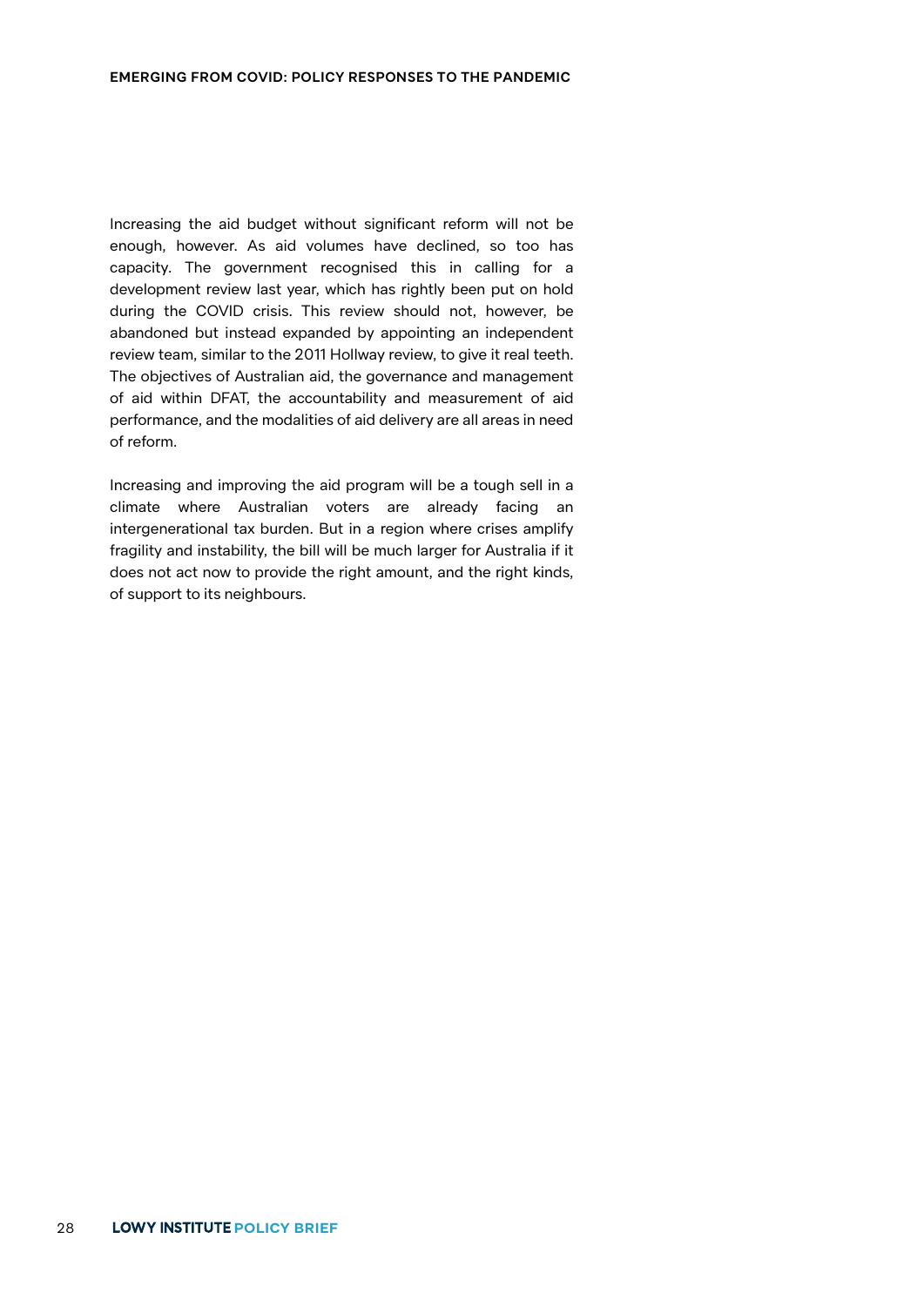Increasing the aid budget without significant reform will not be enough, however. As aid volumes have declined, so too has capacity. The government recognised this in calling for a development review last year, which has rightly been put on hold during the COVID crisis. This review should not, however, be abandoned but instead expanded by appointing an independent review team, similar to the 2011 Hollway review, to give it real teeth. The objectives of Australian aid, the governance and management of aid within DFAT, the accountability and measurement of aid performance, and the modalities of aid delivery are all areas in need of reform.

Increasing and improving the aid program will be a tough sell in a climate where Australian voters are already facing an intergenerational tax burden. But in a region where crises amplify fragility and instability, the bill will be much larger for Australia if it does not act now to provide the right amount, and the right kinds, of support to its neighbours.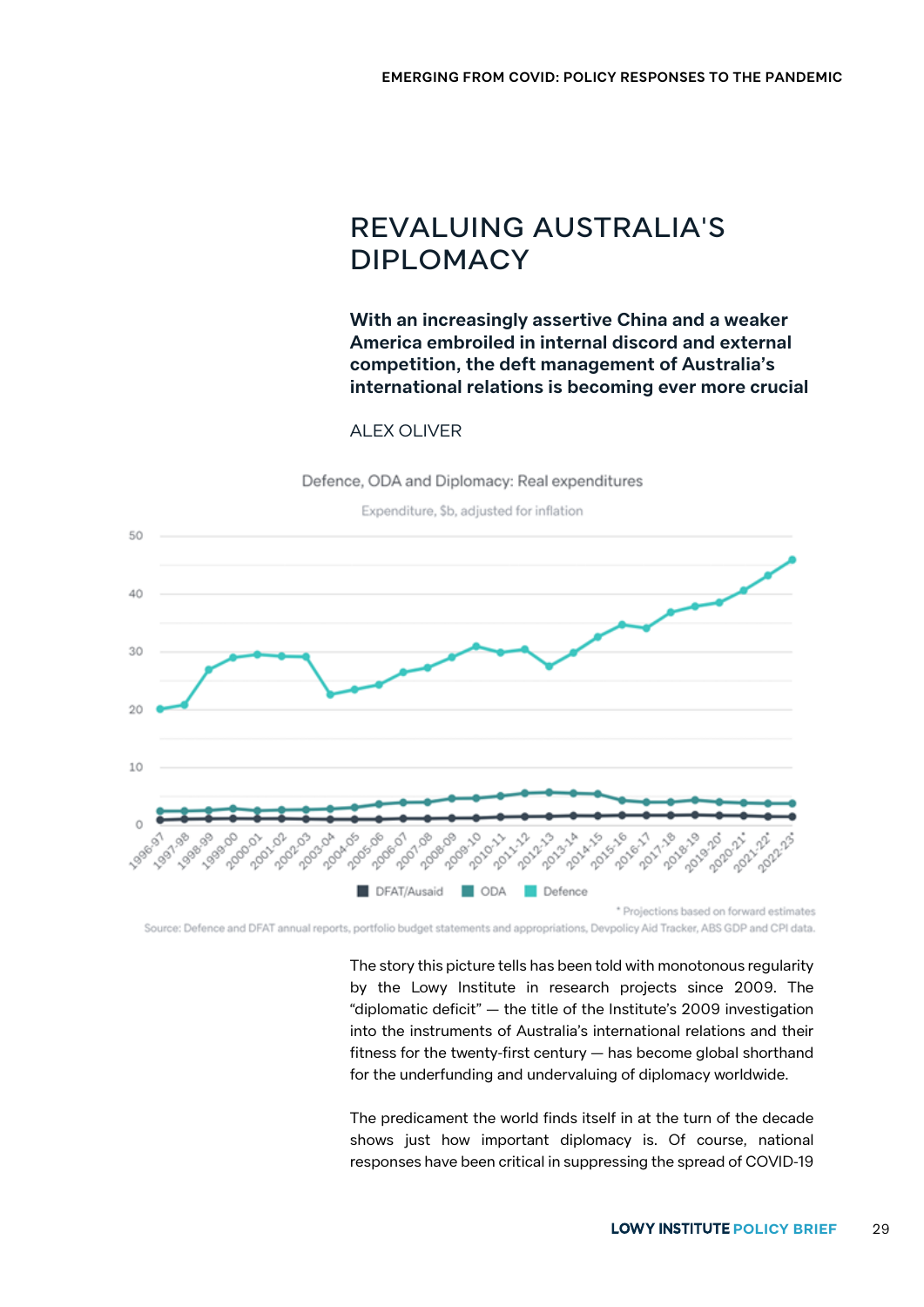# REVALUING AUSTRALIA'S DIPLOMACY

**With an increasingly assertive China and a weaker America embroiled in internal discord and external competition, the deft management of Australia's international relations is becoming ever more crucial**

ALEX OLIVER

Defence, ODA and Diplomacy: Real expenditures

Expenditure, $b, adjusted for inflation

DFAT/Ausaid ODA Defence

* Projections based on forward estimates

Source: Defence and DFAT annual reports, portfolio budget statements and appropriations, Devpolicy Aid Tracker, ABS GDP and CPI data.

The story this picture tells has been told with monotonous regularity by the Lowy Institute in research projects since 2009. The "diplomatic deficit" — the title of the Institute's 2009 investigation into the instruments of Australia's international relations and their fitness for the twenty-first century — has become global shorthand for the underfunding and undervaluing of diplomacy worldwide.

The predicament the world finds itself in at the turn of the decade shows just how important diplomacy is. Of course, national responses have been critical in suppressing the spread of COVID-19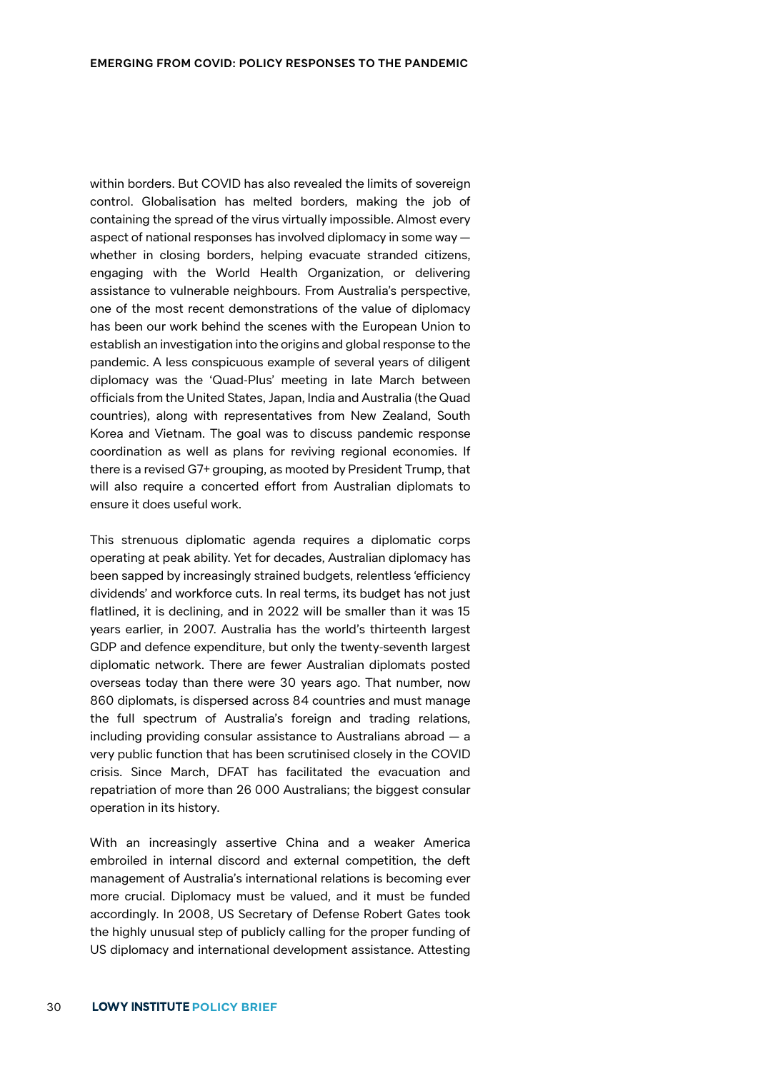within borders. But COVID has also revealed the limits of sovereign control. Globalisation has melted borders, making the job of containing the spread of the virus virtually impossible. Almost every aspect of national responses has involved diplomacy in some way — whether in closing borders, helping evacuate stranded citizens, engaging with the World Health Organization, or delivering assistance to vulnerable neighbours. From Australia's perspective, one of the most recent demonstrations of the value of diplomacy has been our work behind the scenes with the European Union to establish an investigation into the origins and global response to the pandemic. A less conspicuous example of several years of diligent diplomacy was the 'Quad-Plus' meeting in late March between officials from the United States, Japan, India and Australia (the Quad countries), along with representatives from New Zealand, South Korea and Vietnam. The goal was to discuss pandemic response coordination as well as plans for reviving regional economies. If there is a revised G7+ grouping, as mooted by President Trump, that will also require a concerted effort from Australian diplomats to ensure it does useful work.

This strenuous diplomatic agenda requires a diplomatic corps operating at peak ability. Yet for decades, Australian diplomacy has been sapped by increasingly strained budgets, relentless 'efficiency dividends' and workforce cuts. In real terms, its budget has not just flatlined, it is declining, and in 2022 will be smaller than it was 15 years earlier, in 2007. Australia has the world's thirteenth largest GDP and defence expenditure, but only the twenty-seventh largest diplomatic network. There are fewer Australian diplomats posted overseas today than there were 30 years ago. That number, now 860 diplomats, is dispersed across 84 countries and must manage the full spectrum of Australia's foreign and trading relations, including providing consular assistance to Australians abroad — a very public function that has been scrutinised closely in the COVID crisis. Since March, DFAT has facilitated the evacuation and repatriation of more than 26 000 Australians; the biggest consular operation in its history.

With an increasingly assertive China and a weaker America embroiled in internal discord and external competition, the deft management of Australia's international relations is becoming ever more crucial. Diplomacy must be valued, and it must be funded accordingly. In 2008, US Secretary of Defense Robert Gates took the highly unusual step of publicly calling for the proper funding of US diplomacy and international development assistance. Attesting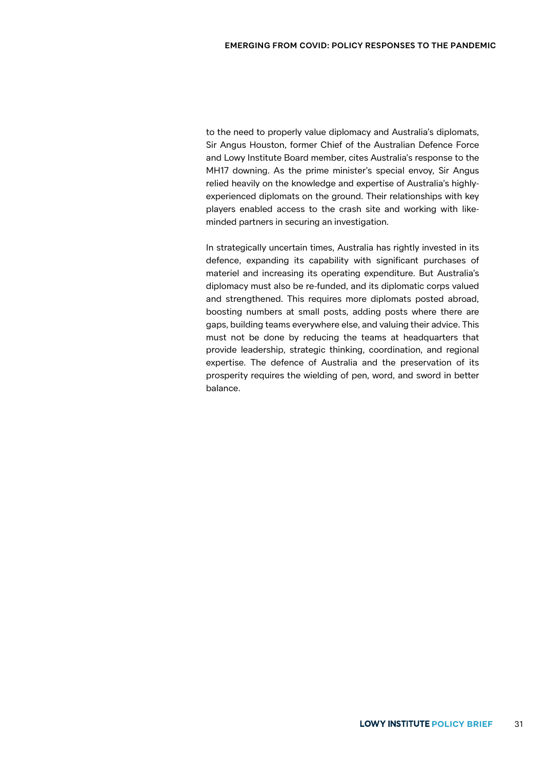to the need to properly value diplomacy and Australia's diplomats, Sir Angus Houston, former Chief of the Australian Defence Force and Lowy Institute Board member, cites Australia's response to the MH17 downing. As the prime minister's special envoy, Sir Angus relied heavily on the knowledge and expertise of Australia's highly-experienced diplomats on the ground. Their relationships with key players enabled access to the crash site and working with like-minded partners in securing an investigation.

In strategically uncertain times, Australia has rightly invested in its defence, expanding its capability with significant purchases of materiel and increasing its operating expenditure. But Australia's diplomacy must also be re-funded, and its diplomatic corps valued and strengthened. This requires more diplomats posted abroad, boosting numbers at small posts, adding posts where there are gaps, building teams everywhere else, and valuing their advice. This must not be done by reducing the teams at headquarters that provide leadership, strategic thinking, coordination, and regional expertise. The defence of Australia and the preservation of its prosperity requires the wielding of pen, word, and sword in better balance.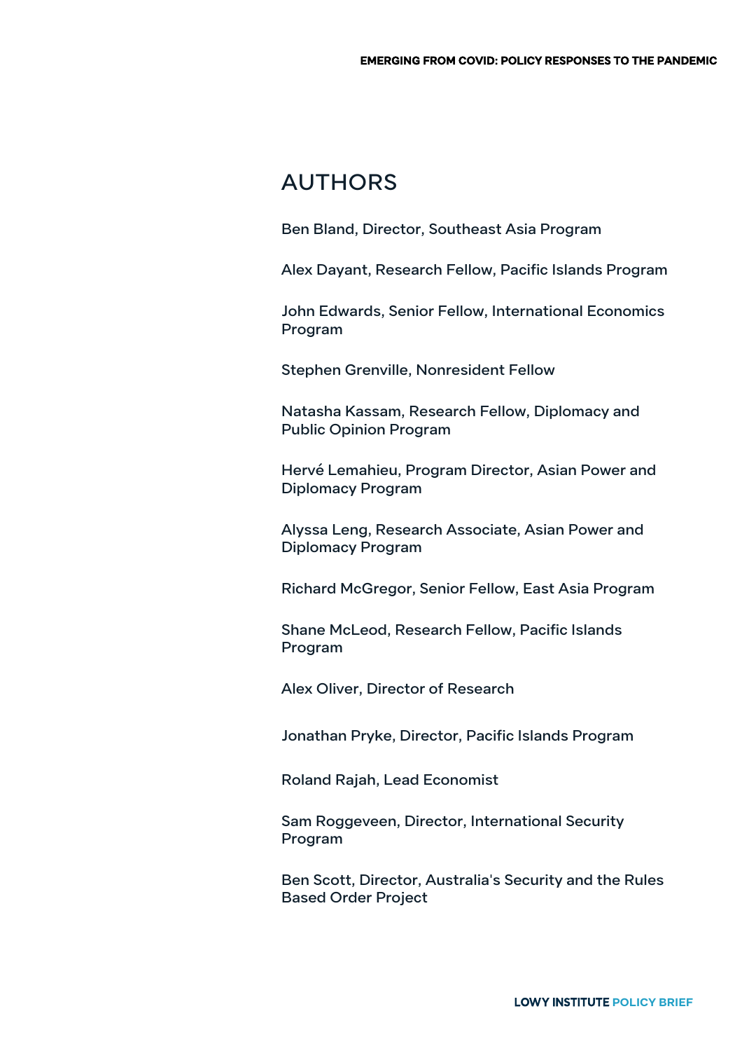## AUTHORS

Ben Bland, Director, Southeast Asia Program

Alex Dayant, Research Fellow, Pacific Islands Program

John Edwards, Senior Fellow, International Economics Program

Stephen Grenville, Nonresident Fellow

Natasha Kassam, Research Fellow, Diplomacy and Public Opinion Program

Hervé Lemahieu, Program Director, Asian Power and Diplomacy Program

Alyssa Leng, Research Associate, Asian Power and Diplomacy Program

Richard McGregor, Senior Fellow, East Asia Program

Shane McLeod, Research Fellow, Pacific Islands Program

Alex Oliver, Director of Research

Jonathan Pryke, Director, Pacific Islands Program

Roland Rajah, Lead Economist

Sam Roggeveen, Director, International Security Program

Ben Scott, Director, Australia's Security and the Rules Based Order Project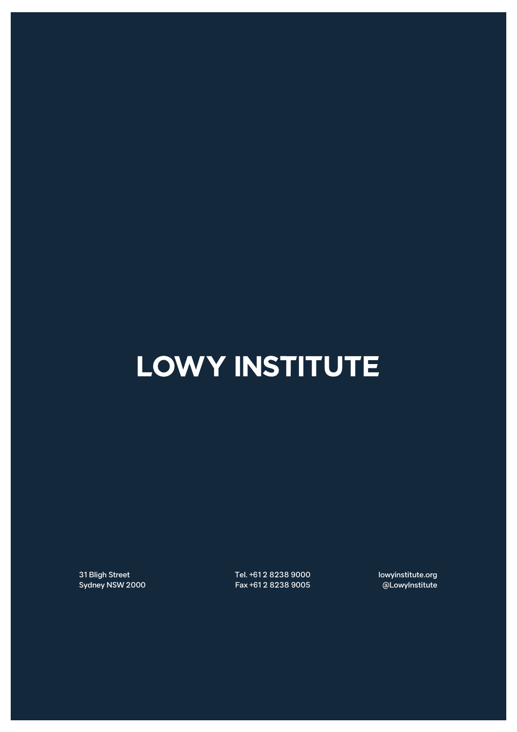# LOWY INSTITUTE

31 Bligh Street
Sydney NSW 2000

Tel. +61 2 8238 9000
Fax +61 2 8238 9005

lowyinstitute.org
@LowyInstitute